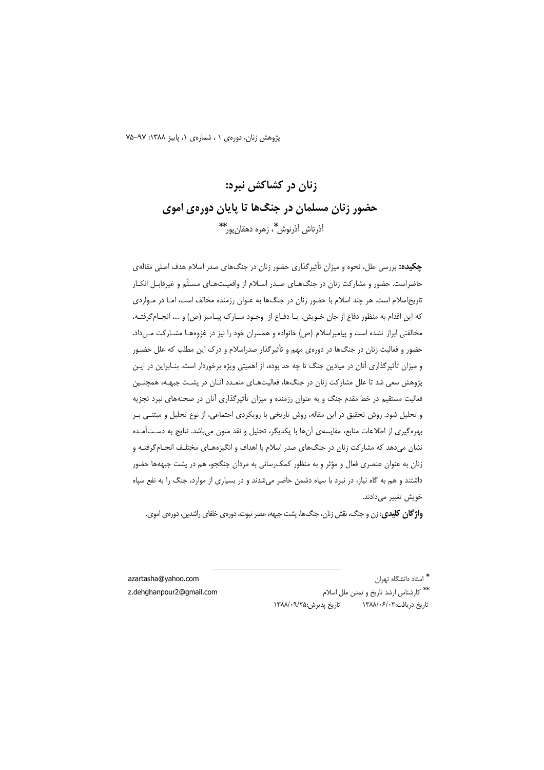# زنان در کشاکش نبرد: حضور زنان مسلمان در جنگ‌ها تا پایان دوره‌ی اموی

آذرتاش آذرنوش*، زهره دهقان‌پور**

**چکیده:** بررسی علل، نحوه و میزان تأثیرگذاری حضور زنان در جنگ‌های صدر اسلام هدف اصلی مقاله‌ی حاضراست. حضور و مشارکت زنان در جنگ‌های صدر اسلام از واقعیت‌های مسلّم و غیرقابل انکار تاریخ‌اسلام است. هر چند اسلام با حضور زنان در جنگ‌ها به عنوان رزمنده مخالف است، اما در مواردی که این اقدام به منظور دفاع از جان خویش، یا دفاع از وجود مبارک پیامبر (ص) و ...، انجام‌گرفته، مخالفتی ابراز نشده است و پیامبراسلام (ص) خانواده و همسران خود را نیز در غزوه‌ها مشارکت می‌داد. حضور و فعالیت زنان در جنگ‌ها در دوره‌ی مهم و تأثیرگذار صدراسلام و درک این مطلب که علل حضور و میزان تأثیرگذاری آنان در میادین جنگ تا چه حد بوده، از اهمیتی ویژه برخوردار است. بنابراین در این پژوهش سعی شد تا علل مشارکت زنان در جنگ‌ها، فعالیت‌های متعدد آنان در پشت جبهه، همچنین فعالیت مستقیم در خط مقدم جنگ و به عنوان رزمنده و میزان تأثیرگذاری آنان در صحنه‌های نبرد تجزیه و تحلیل شود. روش تحقیق در این مقاله، روش تاریخی با رویکردی اجتماعی، از نوع تحلیل و مبتنی بر بهره‌گیری از اطلاعات منابع، مقایسه‌ی آن‌ها با یکدیگر، تحلیل و نقد متون می‌باشد. نتایج به دست‌آمده نشان می‌دهد که مشارکت زنان در جنگ‌های صدر اسلام با اهداف و انگیزه‌های مختلف انجام‌گرفته و زنان به عنوان عنصری فعال و مؤثر و به منظور کمک‌رسانی به مردان جنگجو، هم در پشت جبهه‌ها حضور داشتند و هم به گاه نیاز، در نبرد با سپاه دشمن حاضر می‌شدند و در بسیاری از موارد، جنگ را به نفع سپاه خویش تغییر می‌دادند.

**واژگان کلیدی:** زن و جنگ، نقش زنان، جنگ‌ها، پشت جبهه، عصر نبوت، دوره‌ی خلفای راشدین، دوره‌ی اموی.

---

* استاد دانشگاه تهران — azartasha@yahoo.com

** کارشناس ارشد تاریخ و تمدن ملل اسلام — z.dehghanpour2@gmail.com

تاریخ دریافت: ۱۳۸۸/۰۶/۰۳ — تاریخ پذیرش: ۱۳۸۸/۰۹/۲۵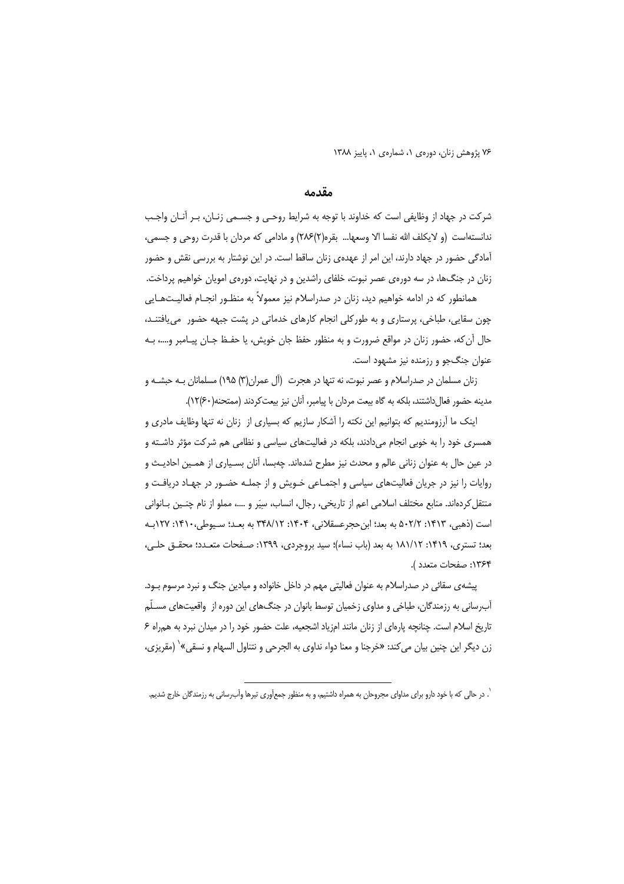## مقدمه

شرکت در جهاد از وظایفی است که خداوند با توجه به شرایط روحی و جسمی زنان، بر آنان واجب ندانسته‌است (و لایکلف الله نفسا الا وسعها... بقره(۲)(۲۸۶) و مادامی که مردان با قدرت روحی و جسمی، آمادگی حضور در جهاد دارند، این امر از عهده‌ی زنان ساقط است. در این نوشتار به بررسی نقش و حضور زنان در جنگ‌ها، در سه دوره‌ی عصر نبوت، خلفای راشدین و در نهایت، دوره‌ی امویان خواهیم پرداخت.

همانطور که در ادامه خواهیم دید، زنان در صدراسلام نیز معمولاً به منظور انجام فعالیت‌هایی چون سقایی، طباخی، پرستاری و به طورکلی انجام کارهای خدماتی در پشت جبهه حضور می‌یافتند، حال آن‌که، حضور زنان در مواقع ضرورت و به منظور حفظ جان خویش، یا حفظ جان پیامبر و...، به عنوان جنگ‌جو و رزمنده نیز مشهود است.

زنان مسلمان در صدراسلام و عصر نبوت، نه تنها در هجرت (آل عمران(۳) ۱۹۵) مسلمانان به حبشه و مدینه حضور فعال‌داشتند، بلکه به گاه بیعت مردان با پیامبر، آنان نیز بیعت‌کردند (ممتحنه(۶۰)۱۲).

اینک ما آرزومندیم که بتوانیم این نکته را آشکار سازیم که بسیاری از زنان نه تنها وظایف مادری و همسری خود را به خوبی انجام می‌دادند، بلکه در فعالیت‌های سیاسی و نظامی هم شرکت مؤثر داشته و در عین حال به عنوان زنانی عالم و محدث نیز مطرح شده‌اند. چه‌بسا، آنان بسیاری از همین احادیث و روایات را نیز در جریان فعالیت‌های سیاسی و اجتماعی خویش و از جمله حضور در جهاد دریافت و منتقل‌کرده‌اند. منابع مختلف اسلامی اعم از تاریخی، رجال، انساب، سیَر و ....، مملو از نام چنین بانوانی است (ذهبی، ۱۴۱۳: ۵۰۲/۲ به بعد؛ ابن‌حجرعسقلانی، ۱۴۰۴: ۳۴۸/۱۲ به بعد؛ سیوطی، ۱۴۱۰: ۱۲۷به بعد؛ تستری، ۱۴۱۹: ۱۸۱/۱۲ به بعد (باب نساء)؛ سید بروجردی، ۱۳۹۹: صفحات متعدد؛ محقق حلی، ۱۳۶۴: صفحات متعدد ).

پیشه‌ی سقائی در صدراسلام به عنوان فعالیتی مهم در داخل خانواده و میادین جنگ و نبرد مرسوم بود. آب‌رسانی به رزمندگان، طباخی و مداوی زخمیان توسط بانوان در جنگ‌های این دوره از واقعیت‌های مسلّم تاریخ اسلام است. چنانچه پاره‌ای از زنان مانند ام‌زیاد اشجعیه، علت حضور خود را در میدان نبرد به همراه ۶ زن دیگر این چنین بیان می‌کند: «خرجنا و معنا دواء نداوی به الجرحی و نتناول السهام و نسقی»[1] (مقریزی،

---

[1]. در حالی که با خود دارو برای مداوای مجروحان به همراه داشتیم، و به منظور جمع‌آوری تیرها وآب‌رسانی به رزمندگان خارج شدیم.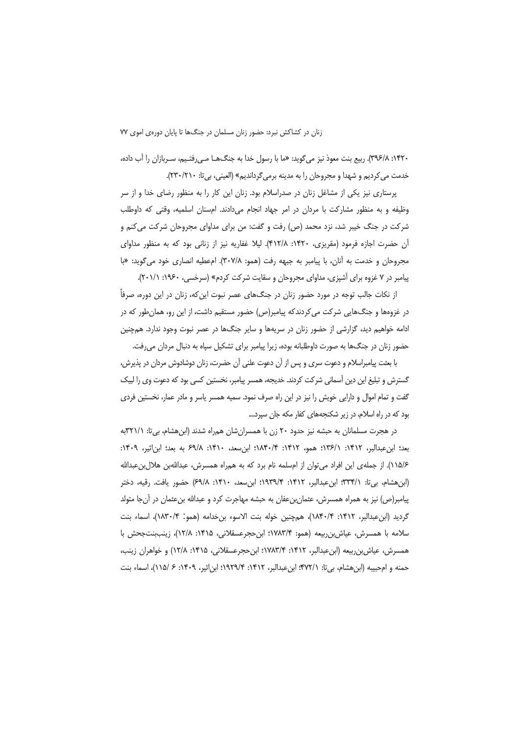۱۴۲۰: ۳۹۶/۸). ربیع بنت معوذ نیز می‌گوید: «ما با رسول خدا به جنگ‌هـا مـی‌رفتـیم، سـربازان را آب داده، خدمت می‌کردیم و شهدا و مجروحان را به مدینه برمی‌گرداندیم» (العینی، بی‌تا: ۲۳۰/۲۱۰).

پرستاری نیز یکی از مشاغل زنان در صدراسلام بود. زنان این کار را به منظور رضای خدا و از سر وظیفه و به منظور مشارکت با مردان در امر جهاد انجام می‌دادند. امسنان اسلمیه، وقتی که داوطلب شرکت در جنگ خیبر شد، نزد محمد (ص) رفت و گفت: من برای مداوای مجروحان شرکت می‌کنم و آن حضرت اجازه فرمود (مقریزی، ۱۴۲۰: ۴۱۲/۸). لیلا غفاریه نیز از زنانی بود که به منظور مداوای مجروحان و خدمت به آنان، با پیامبر به جبهه رفت (همو: ۳۰۷/۸). ام‌عطیه انصاری خود می‌گوید: «با پیامبر در ۷ غزوه برای آشپزی، مداوای مجروحان و سقایت شرکت کردم» (سرخسی، ۱۹۶۰: ۲۰۱/۱).

از نکات جالب توجه در مورد حضور زنان در جنگ‌های عصر نبوت این‌که، زنان در این دوره، صرفاً در غزوه‌ها و جنگ‌هایی شرکت می‌کردندکه پیامبر(ص) حضور مستقیم داشت، از این رو، همان‌طور که در ادامه خواهیم دید، گزارشی از حضور زنان در سریه‌ها و سایر جنگ‌ها در عصر نبوت وجود ندارد. همچنین حضور زنان در جنگ‌ها به صورت داوطلبانه بوده، زیرا پیامبر برای تشکیل سپاه به دنبال مردان می‌رفت.

با بعثت پیامبراسلام و دعوت سری و پس از آن دعوت علنی آن حضرت، زنان دوشادوش مردان در پذیرش، گسترش و تبلیغ این دین آسمانی شرکت کردند. خدیجه، همسر پیامبر، نخستین کسی بود که دعوت وی را لبیک گفت و تمام اموال و دارایی خویش را نیز در این راه صرف نمود. سمیه همسر یاسر و مادر عمار، نخستین فردی بود که در راه اسلام، در زیر شکنجه‌های کفار مکه جان سپرد....

در هجرت مسلمانان به حبشه نیز حدود ۲۰ زن با همسران‌شان همراه شدند (ابن‌هشام، بی‌تا: ۳۲۱/۱به بعد؛ ابن‌عبدالبر، ۱۴۱۲: ۱۳۶/۱؛ همو، ۱۴۱۲: ۱۸۴۰/۴؛ ابن‌سعد، ۱۴۱۰: ۶۹/۸ به بعد؛ ابن‌اثیر، ۱۴۰۹: ۱۱۵/۶). از جمله‌ی این افراد می‌توان از ام‌سلمه نام برد که به همراه همسرش، عبدالله‌بن هلال‌بن‌عبدالله (ابن‌هشام، بی‌تا: ۳۳۴/۱؛ ابن‌عبدالبر، ۱۴۱۲: ۱۹۳۹/۴؛ ابن‌سعد، ۱۴۱۰: ۶۹/۸) حضور یافت. رقیه، دختر پیامبر(ص) نیز به همراه همسرش، عثمان‌بن‌عفان به حبشه مهاجرت کرد و عبدالله بن‌عثمان در آن‌جا متولد گردید (ابن‌عبدالبر، ۱۴۱۲: ۱۸۴۰/۴)، همچنین خوله بنت الاسود بن‌خدامه (همو: ۱۸۳۰/۴)، اسماء بنت سلامه با همسرش، عیاش‌بن‌ربیعه (همو: ۱۷۸۳/۴؛ ابن‌حجرعسقلانی، ۱۴۱۵: ۱۲/۸)، زینب‌بنت‌جحش با همسرش، عیاش‌بن‌ربیعه (ابن‌عبدالبر، ۱۴۱۲: ۱۷۸۳/۴؛ ابن‌حجرعسقلانی، ۱۴۱۵: ۱۲/۸) و خواهران زینب، حمنه و ام‌حبیبه (ابن‌هشام، بی‌تا: ۴۷۲/۱؛ ابن‌عبدالبر، ۱۴۱۲: ۱۹۲۹/۴؛ ابن‌اثیر، ۱۴۰۹: ۶ /۱۱۵)، اسماء بنت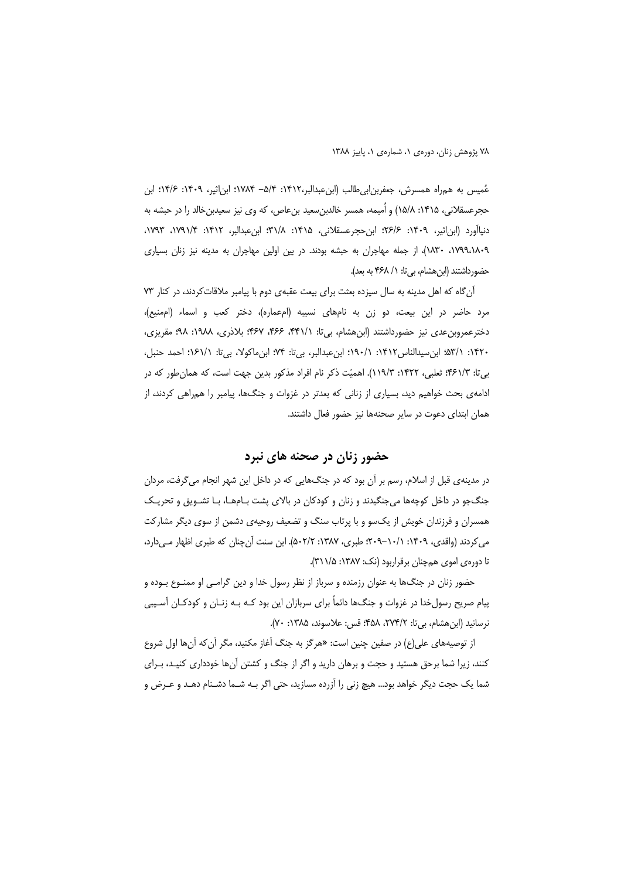عُمیس به همراه همسرش، جعفربن‌ابی‌طالب (ابن‌عبدالبر،۱۴۱۲: ۴-۵/۴ ۱۷۸۴؛ ابن‌اثیر، ۱۴۰۹: ۱۴/۶؛ ابن حجرعسقلانی، ۱۴۱۵: ۱۵/۸) و اُمیمه، همسر خالدبن‌سعید بن‌عاص، که وی نیز سعیدبن‌خالد را در حبشه به دنیاآورد (ابن‌اثیر، ۱۴۰۹: ۲۶/۶؛ ابن‌حجرعسقلانی، ۱۴۱۵: ۳۱/۸؛ ابن‌عبدالبر، ۱۴۱۲: ۱۷۹۱/۴، ۱۷۹۳، ۱۷۹۹،۱۸۰۹، ۱۸۳۰)، از جمله مهاجران به حبشه بودند. در بین اولین مهاجران به مدینه نیز زنان بسیاری حضورداشتند (ابن‌هشام، بی‌تا: ۱/ ۴۶۸ به بعد).

آن‌گاه که اهل مدینه به سال سیزده بعثت برای بیعت عقبه‌ی دوم با پیامبر ملاقات‌کردند، در کنار ۷۳ مرد حاضر در این بیعت، دو زن به نام‌های نسیبه (ام‌عماره)، دختر کعب و اسماء (ام‌منیع)، دخترعمروبن‌عدی نیز حضورداشتند (ابن‌هشام، بی‌تا: ۴۴۱/۱، ۴۶۶، ۴۶۷؛ بلاذری، ۱۹۸۸: ۹۸؛ مقریزی، ۱۴۲۰: ۵۳/۱؛ ابن‌سیدالناس۱۴۱۲: ۱۹۰/۱؛ ابن‌عبدالبر، بی‌تا: ۷۴؛ ابن‌ماکولا، بی‌تا: ۱۶۱/۱؛ احمد حنبل، بی‌تا: ۴۶۱/۳؛ ثعلبی، ۱۴۲۲: ۱۱۹/۳). اهمیّت ذکر نام افراد مذکور بدین جهت است، که همان‌طور که در ادامه‌ی بحث خواهیم دید، بسیاری از زنانی که بعدتر در غزوات و جنگ‌ها، پیامبر را همراهی کردند، از همان ابتدای دعوت در سایر صحنه‌ها نیز حضور فعال داشتند.

## حضور زنان در صحنه های نبرد

در مدینه‌ی قبل از اسلام، رسم بر آن بود که در جنگ‌هایی که در داخل این شهر انجام می‌گرفت، مردان جنگ‌جو در داخل کوچه‌ها می‌جنگیدند و زنان و کودکان در بالای پشت بام‌ها، با تشویق و تحریک همسران و فرزندان خویش از یک‌سو و با پرتاب سنگ و تضعیف روحیه‌ی دشمن از سوی دیگر مشارکت می‌کردند (واقدی، ۱۴۰۹: ۱۰/۱-۲۰۹؛ طبری، ۱۳۸۷: ۵۰۲/۲). این سنت آن‌چنان که طبری اظهار می‌دارد، تا دوره‌ی اموی هم‌چنان برقراربود (نک: ۱۳۸۷: ۳۱۱/۵).

حضور زنان در جنگ‌ها به عنوان رزمنده و سرباز از نظر رسول خدا و دین گرامی او ممنوع بوده و پیام صریح رسول‌خدا در غزوات و جنگ‌ها دائماً برای سربازان این بود که به زنان و کودکان آسیبی نرسانید (ابن‌هشام، بی‌تا: ۲۷۴/۲، ۴۵۸؛ قس: علاسوند، ۱۳۸۵: ۷۰).

از توصیه‌های علی(ع) در صفین چنین است: «هرگز به جنگ آغاز مکنید، مگر آن‌که آن‌ها اول شروع کنند، زیرا شما برحق هستید و حجت و برهان دارید و اگر از جنگ و کشتن آن‌ها خودداری کنید، برای شما یک حجت دیگر خواهد بود... هیچ زنی را آزرده مسازید، حتی اگر به شما دشنام دهد و عرض و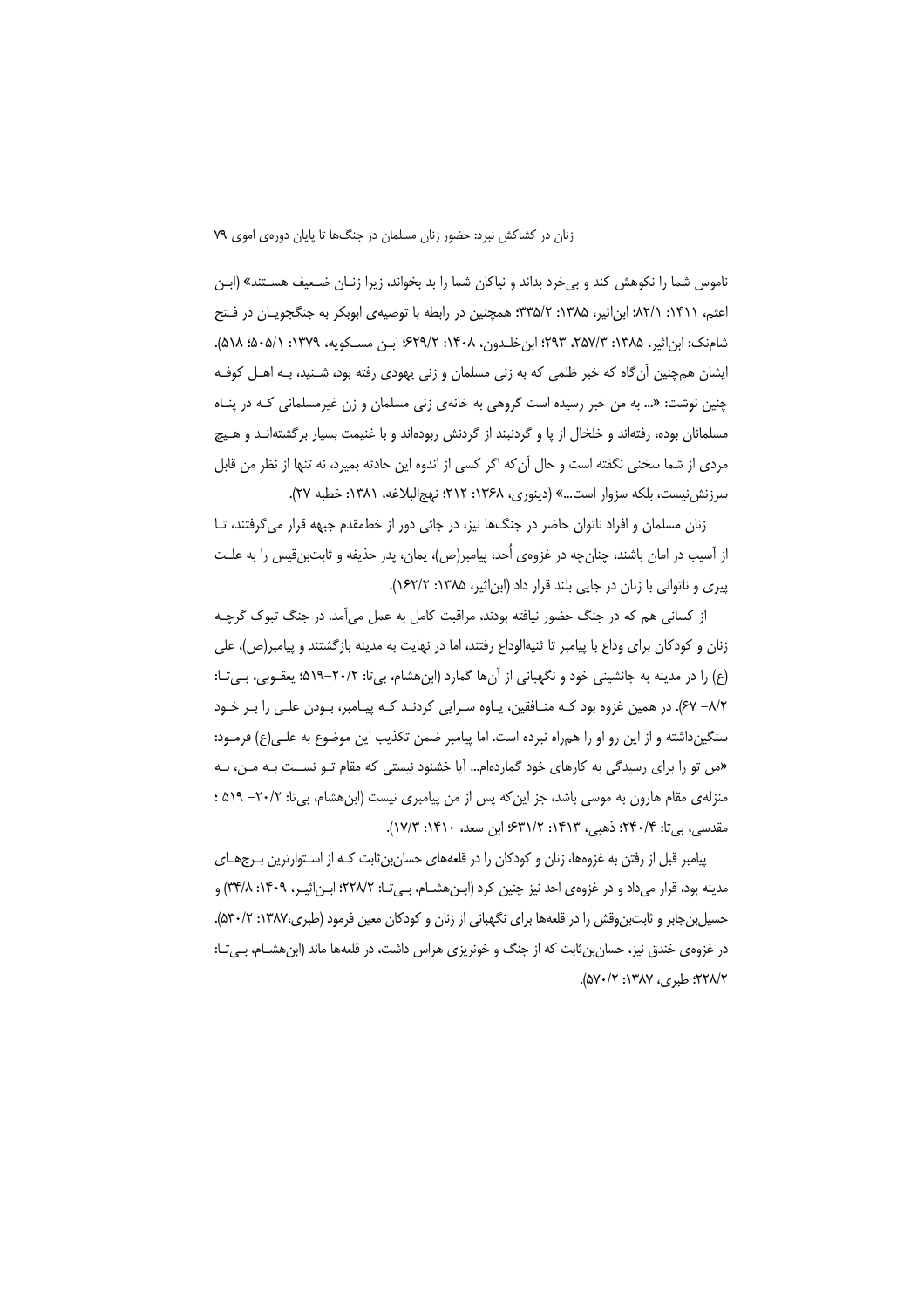ناموس شما را نکوهش کند و بی‌خرد بداند و نیاکان شما را بد بخواند، زیرا زنـان ضـعیف هسـتند» (ابـن اعثم، ۱۴۱۱: ۸۲/۱؛ ابن‌اثیر، ۱۳۸۵: ۳۳۵/۲؛ همچنین در رابطه با توصیه‌ی ابوبکر به جنگجویـان در فـتح شام‌نک: ابن‌اثیر، ۱۳۸۵: ۲۵۷/۳، ۲۹۳؛ ابن‌خلـدون، ۱۴۰۸: ۶۲۹/۲؛ ابـن مسـکویه، ۱۳۷۹: ۵۰۵/۱؛ ۵۱۸). ایشان همچنین آن‌گاه که خبر ظلمی که به زنی مسلمان و زنی یهودی رفته بود، شـنید، بـه اهـل کوفـه چنین نوشت: «... به من خبر رسیده است گروهی به خانه‌ی زنی مسلمان و زن غیرمسلمانی کـه در پنـاه مسلمانان بوده، رفته‌اند و خلخال از پا و گردنبند از گردنش ربوده‌اند و با غنیمت بسیار برگشته‌انـد و هـیچ مردی از شما سخنی نگفته است و حال آن‌که اگر کسی از اندوه این حادثه بمیرد، نه تنها از نظر من قابل سرزنش‌نیست، بلکه سزوار است...» (دینوری، ۱۳۶۸: ۲۱۲؛ نهج‌البلاغه، ۱۳۸۱: خطبه ۲۷).

زنان مسلمان و افراد ناتوان حاضر در جنگ‌ها نیز، در جائی دور از خطمقدم جبهه قرار می‌گرفتند، تـا از آسیب در امان باشند، چنان‌چه در غزوه‌ی اُحد، پیامبر(ص)، یمان، پدر حذیفه و ثابت‌بن‌قیس را به علـت پیری و ناتوانی با زنان در جایی بلند قرار داد (ابن‌اثیر، ۱۳۸۵: ۱۶۲/۲).

از کسانی هم که در جنگ حضور نیافته بودند، مراقبت کامل به عمل می‌آمد. در جنگ تبوک گرچـه زنان و کودکان برای وداع با پیامبر تا ثنیه‌الوداع رفتند، اما در نهایت به مدینه بازگشتند و پیامبر(ص)، علی (ع) را در مدینه به جانشینی خود و نگهبانی از آن‌ها گمارد (ابن‌هشام، بی‌تا: ۲۰/۲–۵۱۹؛ یعقـوبی، بـی‌تـا: ۸/۲– ۶۷). در همین غزوه بود کـه منـافقین، یـاوه سـرایی کردنـد کـه پیـامبر، بـودن علـی را بـر خـود سنگین‌داشته و از این رو او را همراه نبرده است. اما پیامبر ضمن تکذیب این موضوع به علـی(ع) فرمـود: «من تو را برای رسیدگی به کارهای خود گمارده‌ام... آیا خشنود نیستی که مقام تـو نسـبت بـه مـن، بـه منزله‌ی مقام هارون به موسی باشد، جز این‌که پس از من پیامبری نیست (ابن‌هشام، بی‌تا: ۲۰/۲– ۵۱۹ ؛ مقدسی، بی‌تا: ۲۴۰/۴؛ ذهبی، ۱۴۱۳: ۶۳۱/۲؛ ابن سعد، ۱۴۱۰: ۱۷/۳).

پیامبر قبل از رفتن به غزوه‌ها، زنان و کودکان را در قلعه‌ای حسان‌بن‌ثابت کـه از اسـتوارترین بـرج‌هـای مدینه بود، قرار می‌داد و در غزوه‌ی احد نیز چنین کرد (ابـن‌هشـام، بـی‌تـا: ۲۲۸/۲؛ ابـن‌اثیـر، ۱۴۰۹: ۳۴/۸) و حسیل‌بن‌جابر و ثابت‌بن‌وقش را در قلعه‌ها برای نگهبانی از زنان و کودکان معین فرمود (طبری،۱۳۸۷: ۵۳۰/۲). در غزوه‌ی خندق نیز، حسان‌بن‌ثابت که از جنگ و خونریزی هراس داشت، در قلعه‌ها ماند (ابن‌هشـام، بـی‌تـا: ۲۲۸/۲؛ طبری، ۱۳۸۷: ۵۷۰/۲).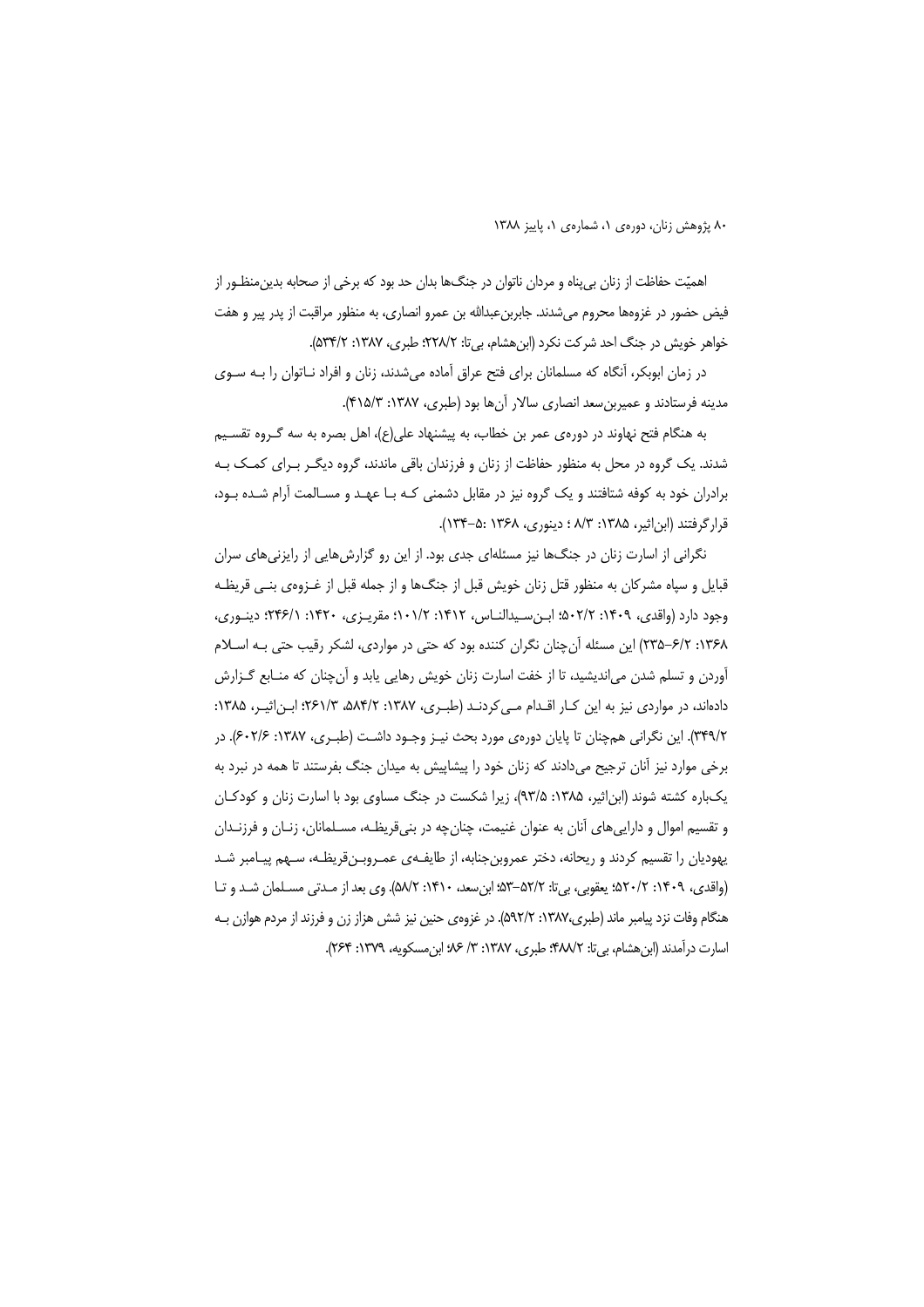اهمیّت حفاظت از زنان بی‌پناه و مردان ناتوان در جنگ‌ها بدان حد بود که برخی از صحابه بدین‌منظور از فیض حضور در غزوه‌ها محروم می‌شدند. جابربن‌عبدالله بن عمرو انصاری، به منظور مراقبت از پدر پیر و هفت خواهر خویش در جنگ احد شرکت نکرد (ابن‌هشام، بی‌تا: ۲۲۸/۲؛ طبری، ۱۳۸۷: ۵۳۴/۲).

در زمان ابوبکر، آنگاه که مسلمانان برای فتح عراق آماده می‌شدند، زنان و افراد نـاتوان را بـه سـوی مدینه فرستادند و عمیربن‌سعد انصاری سالار آن‌ها بود (طبری، ۱۳۸۷: ۴۱۵/۳).

به هنگام فتح نهاوند در دوره‌ی عمر بن خطاب، به پیشنهاد علی(ع)، اهل بصره به سه گـروه تقسـیم شدند. یک گروه در محل به منظور حفاظت از زنان و فرزندان باقی ماندند، گروه دیگـر بـرای کمـک بـه برادران خود به کوفه شتافتند و یک گروه نیز در مقابل دشمنی کـه بـا عهـد و مسـالمت آرام شـده بـود، قرارگرفتند (ابن‌اثیر، ۱۳۸۵: ۸/۳ ؛ دینوری، ۱۳۶۸ :۵-۱۳۴).

نگرانی از اسارت زنان در جنگ‌ها نیز مسئله‌ای جدی بود. از این رو گزارش‌هایی از رایزنی‌های سران قبایل و سپاه مشرکان به منظور قتل زنان خویش قبل از جنگ‌ها و از جمله قبل از غـزوه‌ی بنـی قریظـه وجود دارد (واقدی، ۱۴۰۹: ۵۰۲/۲؛ ابـن‌سـیدالنـاس، ۱۴۱۲: ۱۰۱/۲؛ مقریـزی، ۱۴۲۰: ۲۴۶/۱؛ دینـوری، ۱۳۶۸: ۶/۲-۲۳۵) این مسئله آن‌چنان نگران کننده بود که حتی در مواردی، لشکر رقیب حتی بـه اسـلام آوردن و تسلم شدن می‌اندیشید، تا از خفت اسارت زنان خویش رهایی یابد و آن‌چنان که منـابع گـزارش داده‌اند، در مواردی نیز به این کـار اقـدام مـی‌کردنـد (طبـری، ۱۳۸۷: ۵۸۴/۲، ۲۶۱/۳؛ ابـن‌اثیـر، ۱۳۸۵: ۳۴۹/۲). این نگرانی هم‌چنان تا پایان دوره‌ی مورد بحث نیـز وجـود داشـت (طبـری، ۱۳۸۷: ۶۰۲/۶). در برخی موارد نیز آنان ترجیح می‌دادند که زنان خود را پیشاپیش به میدان جنگ بفرستند تا همه در نبرد به یک‌باره کشته شوند (ابن‌اثیر، ۱۳۸۵: ۹۳/۵)، زیرا شکست در جنگ مساوی بود با اسارت زنان و کودکـان و تقسیم اموال و دارایی‌های آنان به عنوان غنیمت، چنان‌چه در بنی‌قریظـه، مسـلمانان، زنـان و فرزنـدان یهودیان را تقسیم کردند و ریحانه، دختر عمروبن‌جنابه، از طایفـه‌ی عمـروبـن‌قریظـه، سـهم پیـامبر شـد (واقدی، ۱۴۰۹: ۵۲۰/۲؛ یعقوبی، بی‌تا: ۵۲/۲-۵۳؛ ابن‌سعد، ۱۴۱۰: ۵۸/۲). وی بعد از مـدتی مسـلمان شـد و تـا هنگام وفات نزد پیامبر ماند (طبری،۱۳۸۷: ۵۹۲/۲). در غزوه‌ی حنین نیز شش هزاز زن و فرزند از مردم هوازن بـه اسارت درآمدند (ابن‌هشام، بی‌تا: ۴۸۸/۲؛ طبری، ۱۳۸۷: ۳/ ۸۶؛ ابن‌مسکویه، ۱۳۷۹: ۲۶۴).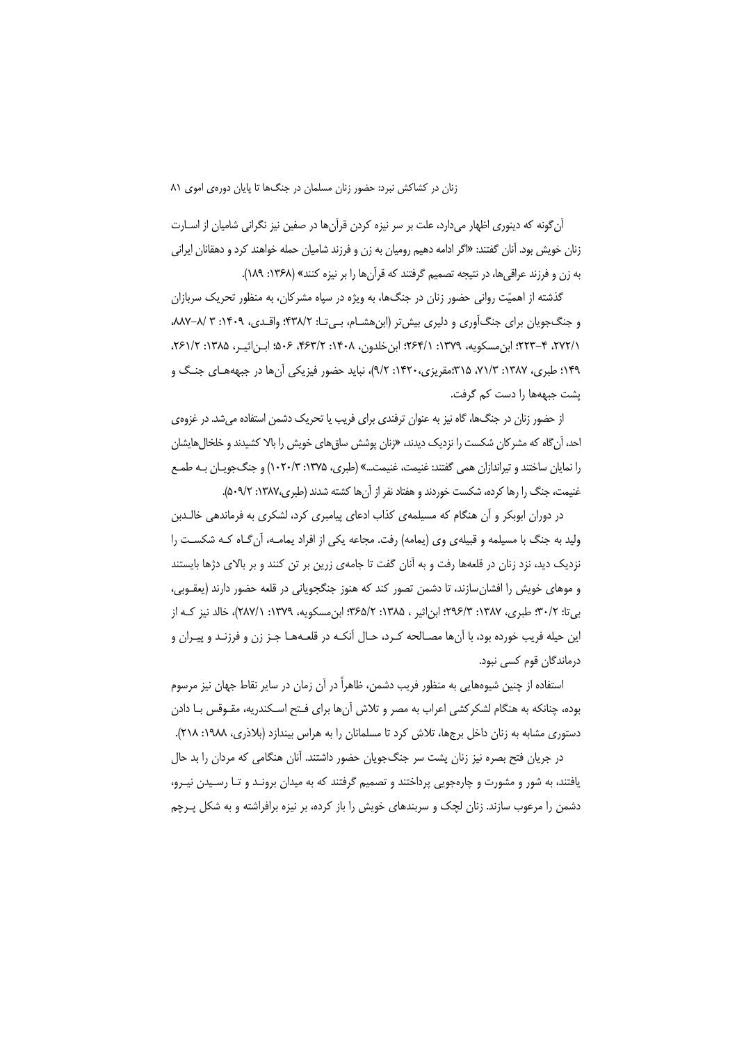آن‌گونه که دینوری اظهار می‌دارد، علت بر سر نیزه کردن قرآن‌ها در صفین نیز نگرانی شامیان از اسارت زنان خویش بود. آنان گفتند: «اگر ادامه دهیم رومیان به زن و فرزند شامیان حمله خواهند کرد و دهقانان ایرانی به زن و فرزند عراقی‌ها، در نتیجه تصمیم گرفتند که قرآن‌ها را بر نیزه کنند» (۱۳۶۸: ۱۸۹).

گذشته از اهمیّت روانی حضور زنان در جنگ‌ها، به ویژه در سپاه مشرکان، به منظور تحریک سربازان و جنگ‌جویان برای جنگ‌آوری و دلیری بیش‌تر (ابن‌هشام، بی‌تا: ۴۳۸/۲؛ واقدی، ۱۴۰۹: ۳ /۸–۸۸۷، ۲۷۲/۱، ۴–۲۲۳؛ ابن‌مسکویه، ۱۳۷۹: ۲۶۴/۱؛ ابن‌خلدون، ۱۴۰۸: ۴۶۳/۲، ۵۰۶؛ ابن‌اثیر، ۱۳۸۵: ۲۶۱/۲، ۱۴۹؛ طبری، ۱۳۸۷: ۷۱/۳، ۳۱۵؛مقریزی،۱۴۲۰: ۹/۲)، نباید حضور فیزیکی آن‌ها در جبهه‌های جنگ و پشت جبهه‌ها را دست کم گرفت.

از حضور زنان در جنگ‌ها، گاه نیز به عنوان ترفندی برای فریب یا تحریک دشمن استفاده می‌شد. در غزوه‌ی احد، آن‌گاه که مشرکان شکست را نزدیک دیدند، «زنان پوشش ساق‌های خویش را بالا کشیدند و خلخال‌هایشان را نمایان ساختند و تیراندازان همی گفتند: غنیمت، غنیمت...» (طبری، ۱۳۷۵: ۱۰۲۰/۳) و جنگ‌جویان بـه طمـع غنیمت، جنگ را رها کرده، شکست خوردند و هفتاد نفر از آن‌ها کشته شدند (طبری،۱۳۸۷: ۵۰۹/۲).

در دوران ابوبکر و آن هنگام که مسیلمه‌ی کذاب ادعای پیامبری کرد، لشکری به فرماندهی خالدبن ولید به جنگ با مسیلمه و قبیله‌ی وی (یمامه) رفت. مجاعه یکی از افراد یمامه، آن‌گاه کـه شکست را نزدیک دید، نزد زنان در قلعه‌ها رفت و به آنان گفت تا جامه‌ی زرین بر تن کنند و بر بالای دژها بایستند و موهای خویش را افشان‌سازند، تا دشمن تصور کند که هنوز جنگجویانی در قلعه حضور دارند (یعقوبی، بی‌تا: ۳۰/۲؛ طبری، ۱۳۸۷: ۲۹۶/۳؛ ابن‌اثیر ، ۱۳۸۵: ۳۶۵/۲؛ ابن‌مسکویه، ۱۳۷۹: ۲۸۷/۱)، خالد نیز کـه از این حیله فریب خورده بود، با آن‌ها مصالحه کرد، حال آنکه در قلعه‌ها جز زن و فرزند و پیران و درماندگان قوم کسی نبود.

استفاده از چنین شیوه‌هایی به منظور فریب دشمن، ظاهراً در آن زمان در سایر نقاط جهان نیز مرسوم بوده، چنانکه به هنگام لشکرکشی اعراب به مصر و تلاش آن‌ها برای فتح اسکندریه، مقوقس با دادن دستوری مشابه به زنان داخل برج‌ها، تلاش کرد تا مسلمانان را به هراس بیندازد (بلاذری، ۱۹۸۸: ۲۱۸).

در جریان فتح بصره نیز زنان پشت سر جنگ‌جویان حضور داشتند. آنان هنگامی که مردان را بد حال یافتند، به شور و مشورت و چاره‌جویی پرداختند و تصمیم گرفتند که به میدان بروند و تا رسیدن نیرو، دشمن را مرعوب سازند. زنان لچک و سربندهای خویش را باز کرده، بر نیزه برافراشته و به شکل پرچم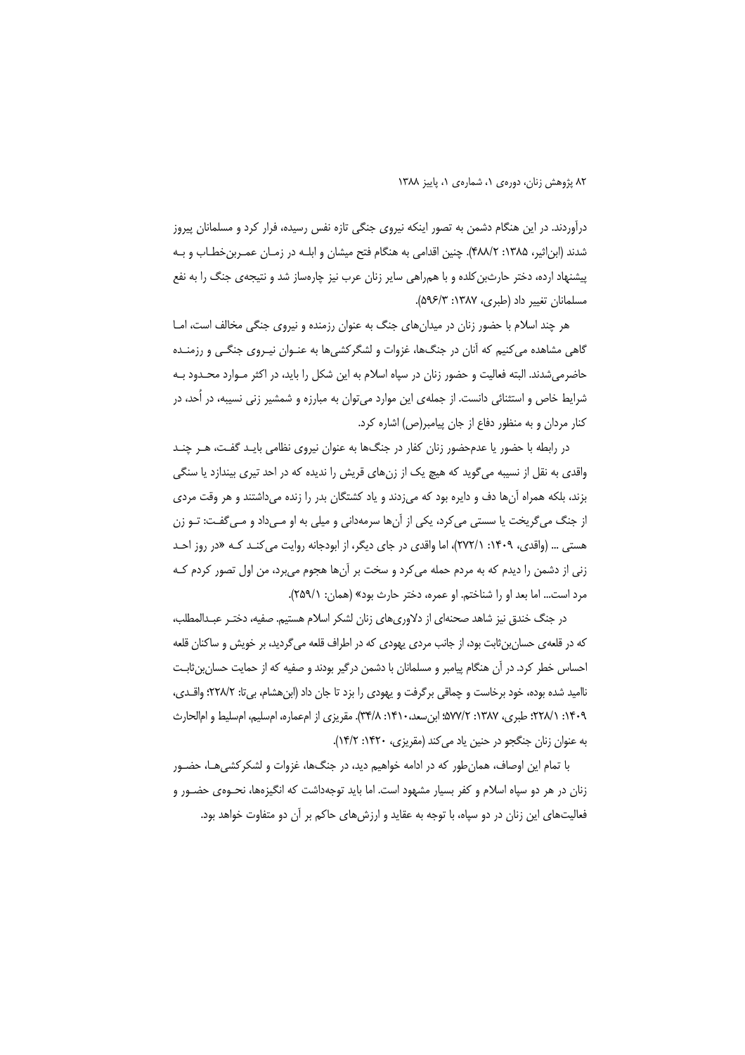درآوردند. در این هنگام دشمن به تصور اینکه نیروی جنگی تازه نفس رسیده، فرار کرد و مسلمانان پیروز شدند (ابن‌اثیر، ۱۳۸۵: ۴۸۸/۲). چنین اقدامی به هنگام فتح میشان و ابلـه در زمـان عمـربن‌خطـاب و بـه پیشنهاد ارده، دختر حارث‌بن‌کلده و با همراهی سایر زنان عرب نیز چاره‌ساز شد و نتیجه‌ی جنگ را به نفع مسلمانان تغییر داد (طبری، ۱۳۸۷: ۵۹۶/۳).

هر چند اسلام با حضور زنان در میدان‌های جنگ به عنوان رزمنده و نیروی جنگی مخالف است، امـا گاهی مشاهده می‌کنیم که آنان در جنگ‌ها، غزوات و لشگرکشی‌ها به عنـوان نیـروی جنگـی و رزمنـده حاضرمی‌شدند. البته فعالیت و حضور زنان در سپاه اسلام به این شکل را باید، در اکثر مـوارد محـدود بـه شرایط خاص و استثنائی دانست. از جمله‌ی این موارد می‌توان به مبارزه و شمشیر زنی نسیبه، در اُحد، در کنار مردان و به منظور دفاع از جان پیامبر(ص) اشاره کرد.

در رابطه با حضور یا عدم‌حضور زنان کفار در جنگ‌ها به عنوان نیروی نظامی بایـد گفـت، هـر چنـد واقدی به نقل از نسیبه می‌گوید که هیچ یک از زن‌های قریش را ندیده که در احد تیری بیندازد یا سنگی بزند، بلکه همراه آن‌ها دف و دایره بود که می‌زدند و یاد کشتگان بدر را زنده می‌داشتند و هر وقت مردی از جنگ می‌گریخت یا سستی می‌کرد، یکی از آن‌ها سرمه‌دانی و میلی به او مـی‌داد و مـی‌گفـت: تـو زن هستی ... (واقدی، ۱۴۰۹: ۲۷۲/۱)، اما واقدی در جای دیگر، از ابودجانه روایت می‌کنـد کـه «در روز احـد زنی را دیدم که به مردم حمله می‌کرد و سخت بر آن‌ها هجوم می‌برد، من اول تصور کردم کـه مرد است... اما بعد او را شناختم. او عمره، دختر حارث بود» (همان: ۲۵۹/۱).

در جنگ خندق نیز شاهد صحنه‌ای از دلاوری‌های زنان لشکر اسلام هستیم. صفیه، دختـر عبـدالمطلب، که در قلعه‌ی حسان‌بن‌ثابت بود، از جانب مردی یهودی که در اطراف قلعه می‌گردید، بر خویش و ساکنان قلعه احساس خطر کرد. در آن هنگام پیامبر و مسلمانان با دشمن درگیر بودند و صفیه که از حمایت حسان‌بن‌ثابـت ناامید شده بوده، خود برخاست و چماقی برگرفت و یهودی را بزد تا جان داد (ابن‌هشام، بی‌تا: ۲۲۸/۲؛ واقـدی، ۱۴۰۹: ۲۲۸/۱؛ طبری، ۱۳۸۷: ۵۷۷/۲؛ ابن‌سعد، ۱۴۱۰: ۳۴/۸). مقریزی از ام‌عماره، ام‌سلیم، ام‌سلیط و ام‌الحارث به عنوان زنان جنگجو در حنین یاد می‌کند (مقریزی، ۱۴۲۰: ۱۴/۲).

با تمام این اوصاف، همان‌طور که در ادامه خواهیم دید، در جنگ‌ها، غزوات و لشکرکشی‌هـا، حضـور زنان در هر دو سپاه اسلام و کفر بسیار مشهود است. اما باید توجه‌داشت که انگیزه‌ها، نحـوه‌ی حضـور و فعالیت‌های این زنان در دو سپاه، با توجه به عقاید و ارزش‌های حاکم بر آن دو متفاوت خواهد بود.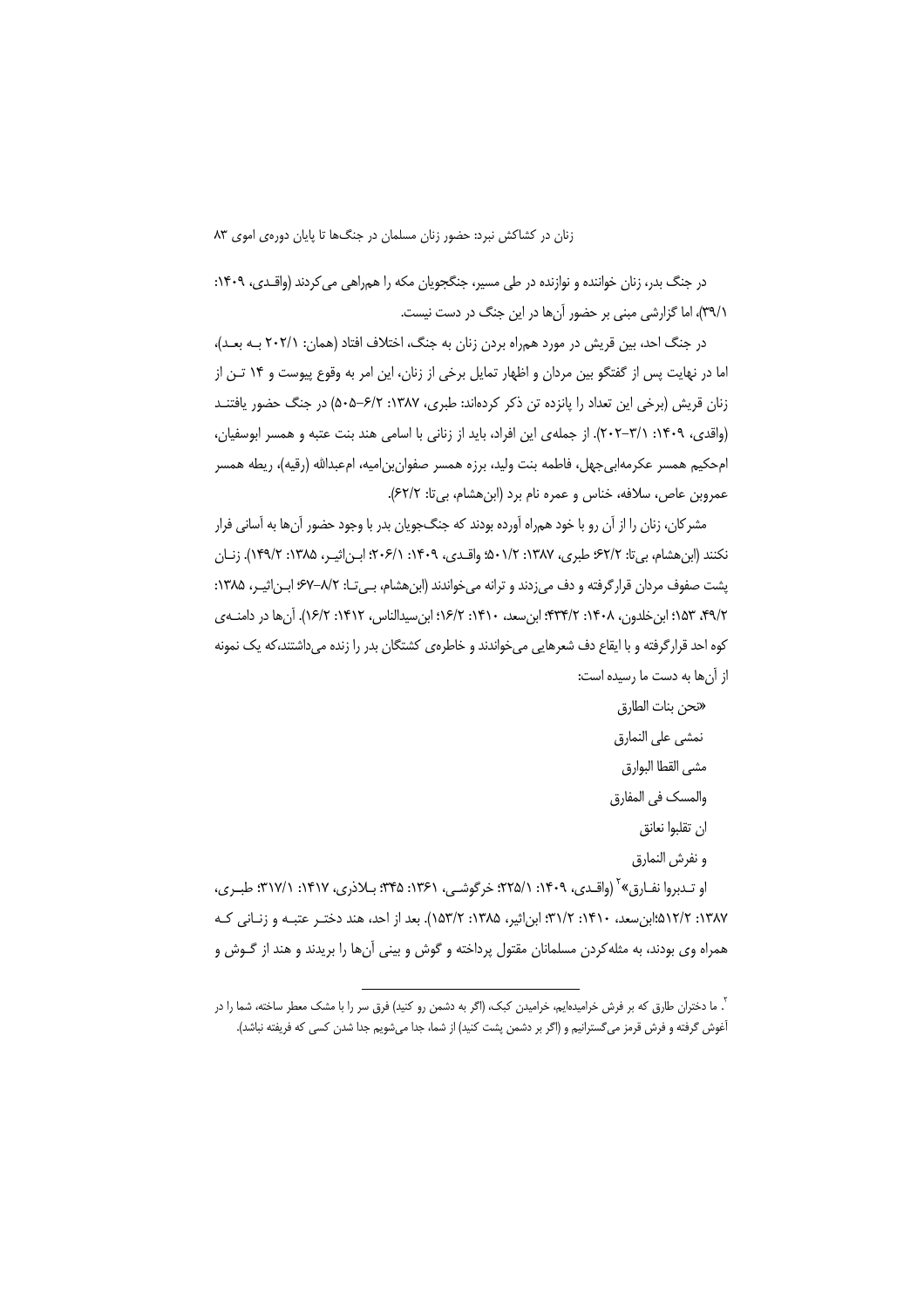در جنگ بدر، زنان خواننده و نوازنده در طی مسیر، جنگجویان مکه را همراهی می‌کردند (واقدی، ۱۴۰۹: ۳۹/۱)، اما گزارشی مبنی بر حضور آن‌ها در این جنگ در دست نیست.

در جنگ احد، بین قریش در مورد همراه بردن زنان به جنگ، اختلاف افتاد (همان: ۲۰۲/۱ به بعد)، اما در نهایت پس از گفتگو بین مردان و اظهار تمایل برخی از زنان، این امر به وقوع پیوست و ۱۴ تن از زنان قریش (برخی این تعداد را پانزده تن ذکر کرده‌اند: طبری، ۱۳۸۷: ۶/۲–۵۰۵) در جنگ حضور یافتند (واقدی، ۱۴۰۹: ۳/۱–۲۰۲). از جمله‌ی این افراد، باید از زنانی با اسامی هند بنت عتبه و همسر ابوسفیان، ام‌حکیم همسر عکرمه‌ابی‌جهل، فاطمه بنت ولید، برزه همسر صفوان‌بن‌امیه، ام‌عبدالله (رقیه)، ریطه همسر عمروبن عاص، سلافه، خناس و عمره نام برد (ابن‌هشام، بی‌تا: ۶۲/۲).

مشرکان، زنان را از آن رو با خود همراه آورده بودند که جنگ‌جویان بدر با وجود حضور آن‌ها به آسانی فرار نکنند (ابن‌هشام، بی‌تا: ۶۲/۲؛ طبری، ۱۳۸۷: ۵۰۱/۲؛ واقدی، ۱۴۰۹: ۲۰۶/۱؛ ابن‌اثیر، ۱۳۸۵: ۱۴۹/۲). زنان پشت صفوف مردان قرارگرفته و دف می‌زدند و ترانه می‌خواندند (ابن‌هشام، بی‌تا: ۸/۲–۶۷؛ ابن‌اثیر، ۱۳۸۵: ۴۹/۲، ۱۵۳؛ ابن‌خلدون، ۱۴۰۸: ۴۳۴/۲؛ ابن‌سعد، ۱۴۱۰: ۱۶/۲؛ ابن‌سیدالناس، ۱۴۱۲: ۱۶/۲). آن‌ها در دامنه‌ی کوه احد قرارگرفته و با ایقاع دف شعرهایی می‌خواندند و خاطره‌ی کشتگان بدر را زنده می‌داشتند،که یک نمونه از آن‌ها به دست ما رسیده است:

«نحن بنات الطارق

نمشی علی النمارق

مشی القطا البوارق

والمسک فی المفارق

ان تقلبوا نعانق

و نفرش النمارق

او تدبروا نفارق»[۲] (واقدی، ۱۴۰۹: ۲۲۵/۱؛ خرگوشی، ۱۳۶۱: ۳۴۵؛ بلاذری، ۱۴۱۷: ۳۱۷/۱؛ طبری، ۱۳۸۷: ۵۱۲/۲؛ابن‌سعد، ۱۴۱۰: ۳۱/۲؛ ابن‌اثیر، ۱۳۸۵: ۱۵۳/۲). بعد از احد، هند دختر عتبه و زنانی که همراه وی بودند، به مثله‌کردن مسلمانان مقتول پرداخته و گوش و بینی آن‌ها را بریدند و هند از گوش و

---

[۲]. ما دختران طارق که بر فرش خرامیده‌ایم، خرامیدن کبک، (اگر به دشمن رو کنید) فرق سر را با مشک معطر ساخته، شما را در آغوش گرفته و فرش قرمز می‌گسترانیم و (اگر بر دشمن پشت کنید) از شما، جدا می‌شویم جدا شدن کسی که فریفته نباشد).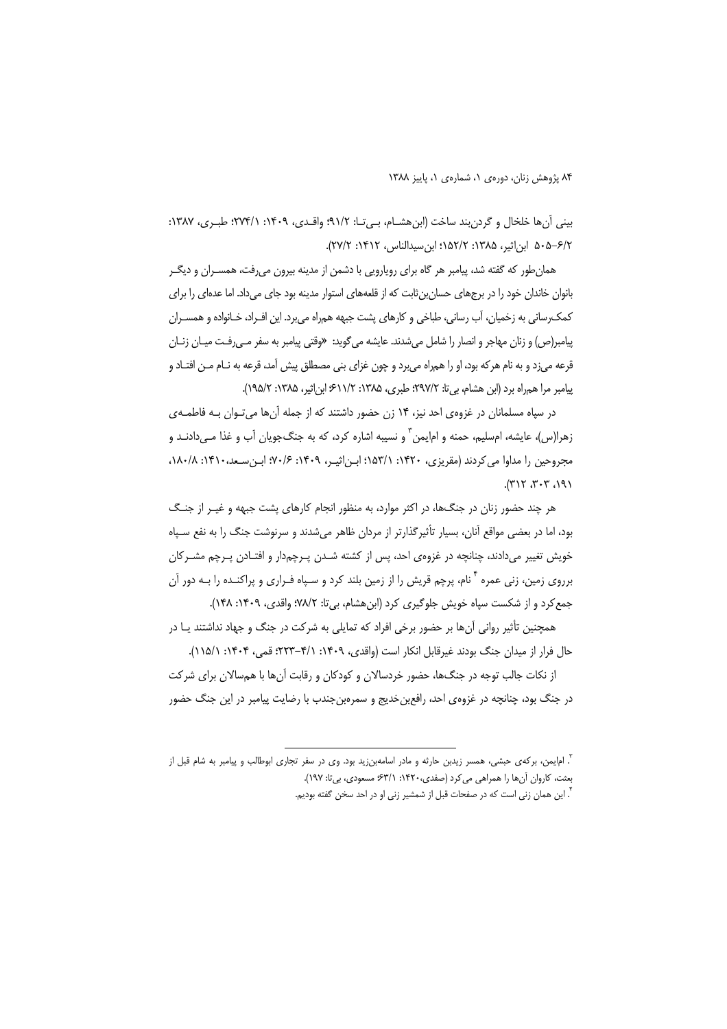بینی آن‌ها خلخال و گردن‌بند ساخت (ابن‌هشـام، بـی‌تـا: ۹۱/۲؛ واقـدی، ۱۴۰۹: ۲۷۴/۱؛ طبـری، ۱۳۸۷: ۶/۲–۵۰۵ ابن‌اثیر، ۱۳۸۵: ۱۵۲/۲؛ ابن‌سیدالناس، ۱۴۱۲: ۲۷/۲).

همان‌طور که گفته شد، پیامبر هر گاه برای رویارویی با دشمن از مدینه بیرون می‌رفت، همسـران و دیگـر بانوان خاندان خود را در برج‌های حسان‌بن‌ثابت که از قلعه‌های استوار مدینه بود جای می‌داد. اما عده‌ای را برای کمک‌رسانی به زخمیان، آب رسانی، طباخی و کارهای پشت جبهه همراه می‌برد. این افـراد، خـانواده و همسـران پیامبر(ص) و زنان مهاجر و انصار را شامل می‌شدند. عایشه می‌گوید: «وقتی پیامبر به سفر مـی‌رفـت میـان زنـان قرعه می‌زد و به نام هرکه بود، او را همراه می‌برد و چون غزای بنی مصطلق پیش آمد، قرعه به نـام مـن افتـاد و پیامبر مرا همراه برد (ابن هشام، بی‌تا: ۲۹۷/۲؛ طبری، ۱۳۸۵: ۶۱۱/۲؛ ابن‌اثیر، ۱۳۸۵: ۱۹۵/۲).

در سپاه مسلمانان در غزوه‌ی احد نیز، ۱۴ زن حضور داشتند که از جمله آن‌ها می‌تـوان بـه فاطمـه‌ی زهرا(س)، عایشه، ام‌سلیم، حمنه و ام‌ایمن[۳] و نسیبه اشاره کرد، که به جنگ‌جویان آب و غذا مـی‌دادنـد و مجروحین را مداوا می‌کردند (مقریزی، ۱۴۲۰: ۱۵۳/۱؛ ابـن‌اثیـر، ۱۴۰۹: ۷۰/۶؛ ابـن‌سـعد، ۱۴۱۰: ۱۸۰/۸، ۱۹۱، ۳۰۳، ۳۱۲).

هر چند حضور زنان در جنگ‌ها، در اکثر موارد، به منظور انجام کارهای پشت جبهه و غیـر از جنـگ بود، اما در بعضی مواقع آنان، بسیار تأثیرگذارتر از مردان ظاهر می‌شدند و سرنوشت جنگ را به نفع سـپاه خویش تغییر می‌دادند، چنانچه در غزوه‌ی احد، پس از کشته شـدن پـرچم‌دار و افتـادن پـرچم مشـرکان برروی زمین، زنی عمره[۴] نام، پرچم قریش را از زمین بلند کرد و سـپاه فـراری و پراکنـده را بـه دور آن جمع‌کرد و از شکست سپاه خویش جلوگیری کرد (ابن‌هشام، بی‌تا: ۷۸/۲؛ واقدی، ۱۴۰۹: ۱۴۸).

همچنین تأثیر روانی آن‌ها بر حضور برخی افراد که تمایلی به شرکت در جنگ و جهاد نداشتند یـا در حال فرار از میدان جنگ بودند غیرقابل انکار است (واقدی، ۱۴۰۹: ۴/۱–۲۲۳؛ قمی، ۱۴۰۴: ۱۱۵/۱).

از نکات جالب توجه در جنگ‌ها، حضور خردسالان و کودکان و رقابت آن‌ها با هم‌سالان برای شرکت در جنگ بود، چنانچه در غزوه‌ی احد، رافع‌بن‌خدیج و سمره‌بن‌جندب با رضایت پیامبر در این جنگ حضور

---

[۳]. ام‌ایمن، برکه‌ی حبشی، همسر زیدبن حارثه و مادر اسامه‌بن‌زید بود. وی در سفر تجاری ابوطالب و پیامبر به شام قبل از بعثت، کاروان آن‌ها را همراهی می‌کرد (صفدی، ۱۴۲۰: ۶۳/۱؛ مسعودی، بی‌تا: ۱۹۷).

[۴]. این همان زنی است که در صفحات قبل از شمشیر زنی او در احد سخن گفته بودیم.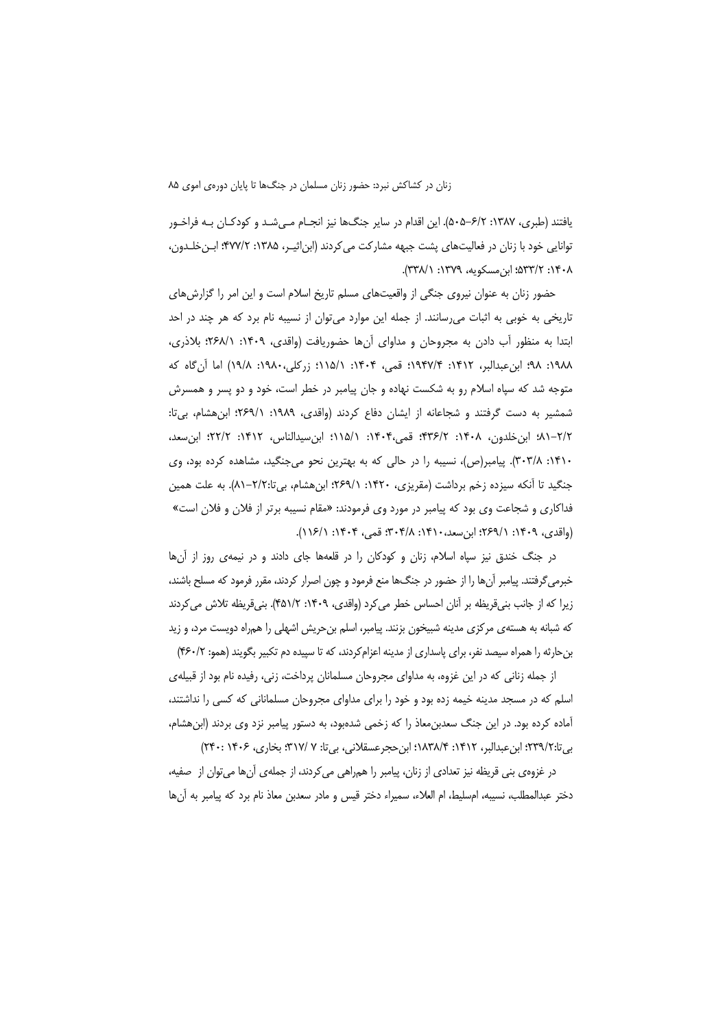یافتند (طبری، ۱۳۸۷: ۶/۲–۵۰۵). این اقدام در سایر جنگ‌ها نیز انجـام مـی‌شـد و کودکـان بـه فراخـور توانایی خود با زنان در فعالیت‌های پشت جبهه مشارکت می‌کردند (ابن‌اثیـر، ۱۳۸۵: ۴۷۷/۲؛ ابـن‌خلـدون، ۱۴۰۸: ۵۳۳/۲؛ ابن‌مسکویه، ۱۳۷۹: ۳۳۸/۱).

حضور زنان به عنوان نیروی جنگی از واقعیت‌های مسلم تاریخ اسلام است و این امر را گزارش‌های تاریخی به خوبی به اثبات می‌رسانند. از جمله این موارد می‌توان از نسیبه نام برد که هر چند در احد ابتدا به منظور آب دادن به مجروحان و مداوای آن‌ها حضوریافت (واقدی، ۱۴۰۹: ۲۶۸/۱؛ بلاذری، ۱۹۸۸: ۹۸؛ ابن‌عبدالبر، ۱۴۱۲: ۱۹۴۷/۴؛ قمی، ۱۴۰۴: ۱۱۵/۱؛ زرکلی،۱۹۸۰: ۱۹/۸) اما آن‌گاه که متوجه شد که سپاه اسلام رو به شکست نهاده و جان پیامبر در خطر است، خود و دو پسر و همسرش شمشیر به دست گرفتند و شجاعانه از ایشان دفاع کردند (واقدی، ۱۹۸۹: ۲۶۹/۱؛ ابن‌هشام، بی‌تا: ۲/۲–۸۱؛ ابن‌خلدون، ۱۴۰۸: ۴۳۶/۲؛ قمی،۱۴۰۴: ۱۱۵/۱؛ ابن‌سیدالناس، ۱۴۱۲: ۲۲/۲؛ ابن‌سعد، ۱۴۱۰: ۳۰۳/۸). پیامبر(ص)، نسیبه را در حالی که به بهترین نحو می‌جنگید، مشاهده کرده بود، وی جنگید تا آنکه سیزده زخم برداشت (مقریزی، ۱۴۲۰: ۲۶۹/۱؛ ابن‌هشام، بی‌تا:۲/۲–۸۱). به علت همین فداکاری و شجاعت وی بود که پیامبر در مورد وی فرمودند: «مقام نسیبه برتر از فلان و فلان است» (واقدی، ۱۴۰۹: ۲۶۹/۱؛ ابن‌سعد،۱۴۱۰: ۳۰۴/۸؛ قمی، ۱۴۰۴: ۱۱۶/۱).

در جنگ خندق نیز سپاه اسلام، زنان و کودکان را در قلعه‌ها جای دادند و در نیمه‌ی روز از آن‌ها خبرمی‌گرفتند. پیامبر آن‌ها را از حضور در جنگ‌ها منع فرمود و چون اصرار کردند، مقرر فرمود که مسلح باشند، زیرا که از جانب بنی‌قریظه بر آنان احساس خطر می‌کرد (واقدی، ۱۴۰۹: ۴۵۱/۲). بنی‌قریظه تلاش می‌کردند که شبانه به هسته‌ی مرکزی مدینه شبیخون بزنند. پیامبر، اسلم بن‌حریش اشهلی را همراه دویست مرد، و زید بن‌حارثه را همراه سیصد نفر، برای پاسداری از مدینه اعزام‌کردند، که تا سپیده دم تکبیر بگویند (همو: ۴۶۰/۲)

از جمله زنانی که در این غزوه، به مداوای مجروحان مسلمانان پرداخت، زنی، رفیده نام بود از قبیله‌ی اسلم که در مسجد مدینه خیمه زده بود و خود را برای مداوای مجروحان مسلمانانی که کسی را نداشتند، آماده کرده بود. در این جنگ سعدبن‌معاذ را که زخمی شده‌بود، به دستور پیامبر نزد وی بردند (ابن‌هشام، بی‌تا:۲۳۹/۲؛ ابن‌عبدالبر، ۱۴۱۲: ۱۸۳۸/۴؛ ابن‌حجرعسقلانی، بی‌تا: ۷ /۳۱۷؛ بخاری، ۱۴۰۶ :۲۴۰)

در غزوه‌ی بنی قریظه نیز تعدادی از زنان، پیامبر را همراهی می‌کردند، از جمله‌ی آن‌ها می‌توان از صفیه، دختر عبدالمطلب، نسیبه، ام‌سلیط، ام العلاء، سمیراء دختر قیس و مادر سعدبن معاذ نام برد که پیامبر به آن‌ها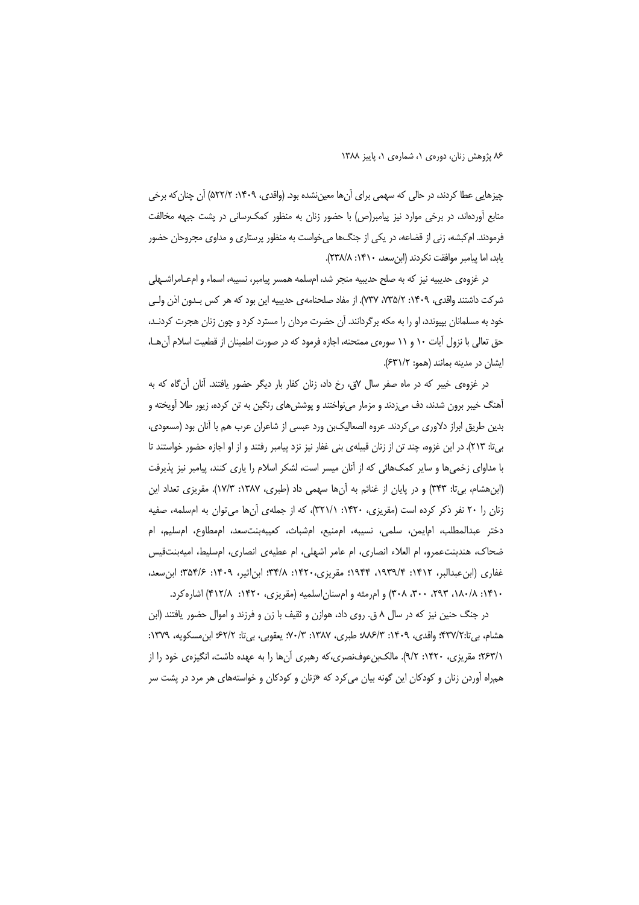چیزهایی عطا کردند، در حالی که سهمی برای آن‌ها معین‌نشده بود. (واقدی، ۱۴۰۹: ۵۲۲/۲) آن چنان‌که برخی منابع آورده‌اند، در برخی موارد نیز پیامبر(ص) با حضور زنان به منظور کمک‌رسانی در پشت جبهه مخالفت فرمودند. ام‌کبشه، زنی از قضاعه، در یکی از جنگ‌ها می‌خواست به منظور پرستاری و مداوی مجروحان حضور یابد، اما پیامبر موافقت نکردند (ابن‌سعد، ۱۴۱۰: ۲۳۸/۸).

در غزوه‌ی حدیبیه نیز که به صلح حدیبیه منجر شد، ام‌سلمه همسر پیامبر، نسیبه، اسماء و ام‌عـامراشـهلی شرکت داشتند واقدی، ۱۴۰۹: ۷۳۵/۲، ۷۳۷). از مفاد صلحنامه‌ی حدیبیه این بود که هر کس بـدون اذن ولـی خود به مسلمانان بپیوندد، او را به مکه برگردانند. آن حضرت مردان را مسترد کرد و چون زنان هجرت کردنـد، حق تعالی با نزول آیات ۱۰ و ۱۱ سوره‌ی ممتحنه، اجازه فرمود که در صورت اطمینان از قطعیت اسلام آن‌هـا، ایشان در مدینه بمانند (همو: ۶۳۱/۲).

در غزوه‌ی خیبر که در ماه صفر سال ۷ق، رخ داد، زنان کفار بار دیگر حضور یافتند. آنان آن‌گاه که به آهنگ خیبر برون شدند، دف می‌زدند و مزمار می‌نواختند و پوشش‌های رنگین به تن کرده، زیور طلا آویخته و بدین طریق ابراز دلاوری می‌کردند. عروه الصعالیک‌بن ورد عبسی از شاعران عرب هم با آنان بود (مسعودی، بی‌تا: ۲۱۳). در این غزوه، چند تن از زنان قبیله‌ی بنی غفار نیز نزد پیامبر رفتند و از او اجازه حضور خواستند تا با مداوای زخمی‌ها و سایر کمک‌هائی که از آنان میسر است، لشکر اسلام را یاری کنند، پیامبر نیز پذیرفت (ابن‌هشام، بی‌تا: ۳۴۳) و در پایان از غنائم به آن‌ها سهمی داد (طبری، ۱۳۸۷: ۱۷/۳). مقریزی تعداد این زنان را ۲۰ نفر ذکر کرده است (مقریزی، ۱۴۲۰: ۳۲۱/۱)، که از جمله‌ی آن‌ها می‌توان به ام‌سلمه، صفیه دختر عبدالمطلب، ام‌ایمن، سلمی، نسیبه، ام‌منیع، ام‌شباث، کعیبه‌بنت‌سعد، ام‌مطاوع، ام‌سلیم، ام ضحاک، هندبنت‌عمرو، ام العلاء انصاری، ام عامر اشهلی، ام عطیه‌ی انصاری، ام‌سلیط، امیه‌بنت‌قیس غفاری (ابن‌عبدالبر، ۱۴۱۲: ۱۹۳۹/۴، ۱۹۴۴؛ مقریزی،۱۴۲۰: ۳۴/۸؛ ابن‌اثیر، ۱۴۰۹: ۳۵۴/۶؛ ابن‌سعد، ۱۴۱۰: ۱۸۰/۸، ۲۹۳، ۳۰۰، ۳۰۸) و ام‌رمثه و ام‌سنان‌اسلمیه (مقریزی، ۱۴۲۰: ۴۱۲/۸) اشاره‌کرد.

در جنگ حنین نیز که در سال ۸ ق. روی داد، هوازن و ثقیف با زن و فرزند و اموال حضور یافتند (ابن هشام، بی‌تا:۴۳۷/۲؛ واقدی، ۱۴۰۹: ۸۸۶/۳؛ طبری، ۱۳۸۷: ۷۰/۳؛ یعقوبی، بی‌تا: ۶۲/۲؛ ابن‌مسکویه، ۱۳۷۹: ۲۶۳/۱؛ مقریزی، ۱۴۲۰: ۹/۲). مالک‌بن‌عوف‌نصری،که رهبری آن‌ها را به عهده داشت، انگیزه‌ی خود را از همراه آوردن زنان و کودکان این گونه بیان می‌کرد که «زنان و کودکان و خواسته‌های هر مرد در پشت سر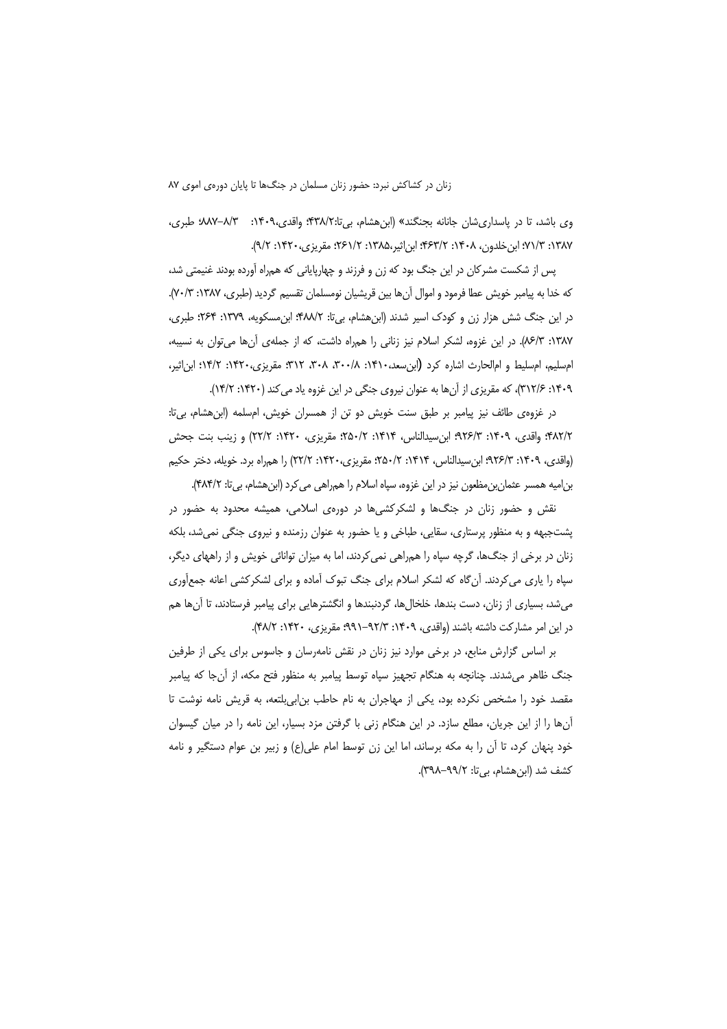وی باشد، تا در پاسداری‌شان جانانه بجنگند» (ابن‌هشام، بی‌تا:۴۳۸/۲؛ واقدی،۱۴۰۹: ۸/۳-۸۸۷؛ طبری، ۱۳۸۷: ۷۱/۳؛ ابن‌خلدون، ۱۴۰۸: ۴۶۳/۲؛ ابن‌اثیر،۱۳۸۵: ۲۶۱/۲؛ مقریزی،۱۴۲۰: ۹/۲).

پس از شکست مشرکان در این جنگ بود که زن و فرزند و چهارپایانی که همراه آورده بودند غنیمتی شد، که خدا به پیامبر خویش عطا فرمود و اموال آن‌ها بین قریشیان نومسلمان تقسیم گردید (طبری، ۱۳۸۷: ۷۰/۳). در این جنگ شش هزار زن و کودک اسیر شدند (ابن‌هشام، بی‌تا: ۴۸۸/۲؛ ابن‌مسکویه، ۱۳۷۹: ۲۶۴؛ طبری، ۱۳۸۷: ۸۶/۳). در این غزوه، لشکر اسلام نیز زنانی را همراه داشت، که از جمله‌ی آن‌ها می‌توان به نسیبه، ام‌سلیم، ام‌سلیط و ام‌الحارث اشاره کرد (ابن‌سعد،۱۴۱۰: ۳۰۰/۸، ۳۰۸، ۳۱۲؛ مقریزی،۱۴۲۰: ۱۴/۲؛ ابن‌اثیر، ۱۴۰۹: ۳۱۲/۶)، که مقریزی از آن‌ها به عنوان نیروی جنگی در این غزوه یاد می‌کند (۱۴۲۰: ۱۴/۲).

در غزوه‌ی طائف نیز پیامبر بر طبق سنت خویش دو تن از همسران خویش، ام‌سلمه (ابن‌هشام، بی‌تا: ۴۸۲/۲؛ واقدی، ۱۴۰۹: ۹۲۶/۳؛ ابن‌سیدالناس، ۱۴۱۴: ۲۵۰/۲؛ مقریزی، ۱۴۲۰: ۲۲/۲) و زینب بنت جحش (واقدی، ۱۴۰۹: ۹۲۶/۳؛ ابن‌سیدالناس، ۱۴۱۴: ۲۵۰/۲؛ مقریزی،۱۴۲۰: ۲۲/۲) را همراه برد. خویله، دختر حکیم بن‌امیه همسر عثمان‌بن‌مظعون نیز در این غزوه، سپاه اسلام را همراهی می‌کرد (ابن‌هشام، بی‌تا: ۴۸۴/۲).

نقش و حضور زنان در جنگ‌ها و لشکرکشی‌ها در دوره‌ی اسلامی، همیشه محدود به حضور در پشت‌جبهه و به منظور پرستاری، سقایی، طباخی و یا حضور به عنوان رزمنده و نیروی جنگی نمی‌شد، بلکه زنان در برخی از جنگ‌ها، گرچه سپاه را همراهی نمی‌کردند، اما به میزان توانائی خویش و از راههای دیگر، سپاه را یاری می‌کردند. آن‌گاه که لشکر اسلام برای جنگ تبوک آماده و برای لشکرکشی اعانه جمع‌آوری می‌شد، بسیاری از زنان، دست بندها، خلخال‌ها، گردنبندها و انگشترهایی برای پیامبر فرستادند، تا آن‌ها هم در این امر مشارکت داشته باشند (واقدی، ۱۴۰۹: ۹۲/۳-۹۹۱؛ مقریزی، ۱۴۲۰: ۴۸/۲).

بر اساس گزارش منابع، در برخی موارد نیز زنان در نقش نامه‌رسان و جاسوس برای یکی از طرفین جنگ ظاهر می‌شدند. چنانچه به هنگام تجهیز سپاه توسط پیامبر به منظور فتح مکه، از آن‌جا که پیامبر مقصد خود را مشخص نکرده بود، یکی از مهاجران به نام حاطب بن‌ابی‌بلتعه، به قریش نامه نوشت تا آن‌ها را از این جریان، مطلع سازد. در این هنگام زنی با گرفتن مزد بسیار، این نامه را در میان گیسوان خود پنهان کرد، تا آن را به مکه برساند، اما این زن توسط امام علی(ع) و زبیر بن عوام دستگیر و نامه کشف شد (ابن‌هشام، بی‌تا: ۹۹/۲-۳۹۸).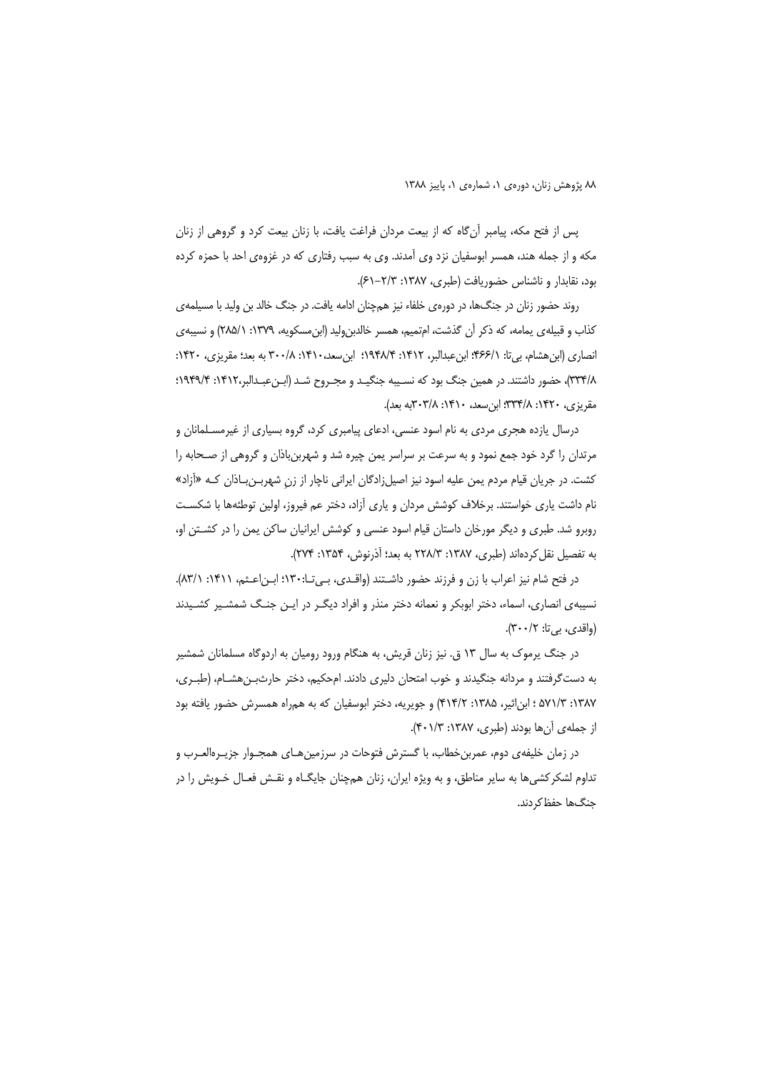پس از فتح مکه، پیامبر آن‌گاه که از بیعت مردان فراغت یافت، با زنان بیعت کرد و گروهی از زنان مکه و از جمله هند، همسر ابوسفیان نزد وی آمدند. وی به سبب رفتاری که در غزوه‌ی احد با حمزه کرده بود، نقابدار و ناشناس حضوریافت (طبری، ۱۳۸۷: ۳/۲–۶۱).

روند حضور زنان در جنگ‌ها، در دوره‌ی خلفاء نیز همچنان ادامه یافت. در جنگ خالد بن ولید با مسیلمه‌ی کذاب و قبیله‌ی یمامه، که ذکر آن گذشت، ام‌تمیم، همسر خالدبن‌ولید (ابن‌مسکویه، ۱۳۷۹: ۲۸۵/۱) و نسیبه‌ی انصاری (ابن‌هشام، بی‌تا: ۴۶۶/۱؛ ابن‌عبدالبر، ۱۴۱۲: ۱۹۴۸/۴؛ ابن‌سعد،۱۴۱۰: ۳۰۰/۸ به بعد؛ مقریزی، ۱۴۲۰: ۳۳۴/۸)، حضور داشتند. در همین جنگ بود که نسیبه جنگید و مجروح شد (ابن‌عبدالبر،۱۴۱۲: ۱۹۴۹/۴؛ مقریزی، ۱۴۲۰: ۳۳۴/۸؛ ابن‌سعد، ۱۴۱۰: ۳۰۳/۸به بعد).

درسال یازده هجری مردی به نام اسود عنسی، ادعای پیامبری کرد، گروه بسیاری از غیرمسلمانان و مرتدان را گرد خود جمع نمود و به سرعت بر سراسر یمن چیره شد و شهربن‌باذان و گروهی از صحابه را کشت. در جریان قیام مردم یمن علیه اسود نیز اصیل‌زادگان ایرانی ناچار از زنِ شهربن‌باذان کـه «آزاد» نام داشت یاری خواستند. برخلاف کوشش مردان و یاری آزاد، دختر عم فیروز، اولین توطئه‌ها با شکست روبرو شد. طبری و دیگر مورخان داستان قیام اسود عنسی و کوشش ایرانیان ساکن یمن را در کشتن او، به تفصیل نقل کرده‌اند (طبری، ۱۳۸۷: ۲۲۸/۳ به بعد؛ آذرنوش، ۱۳۵۴: ۲۷۴).

در فتح شام نیز اعراب با زن و فرزند حضور داشتند (واقدی، بی‌تا:۱۳۰؛ ابن‌اعثم، ۱۴۱۱: ۸۳/۱). نسیبه‌ی انصاری، اسماء، دختر ابوبکر و نعمانه دختر منذر و افراد دیگر در این جنگ شمشیر کشیدند (واقدی، بی‌تا: ۳۰۰/۲).

در جنگ یرموک به سال ۱۳ ق. نیز زنان قریش، به هنگام ورود رومیان به اردوگاه مسلمانان شمشیر به دست‌گرفتند و مردانه جنگیدند و خوب امتحان دلیری دادند. ام‌حکیم، دختر حارث‌بن‌هشام، (طبری، ۱۳۸۷: ۵۷۱/۳ ؛ ابن‌اثیر، ۱۳۸۵: ۴۱۴/۲) و جویریه، دختر ابوسفیان که به همراه همسرش حضور یافته بود از جمله‌ی آن‌ها بودند (طبری، ۱۳۸۷: ۴۰۱/۳).

در زمان خلیفه‌ی دوم، عمربن‌خطاب، با گسترش فتوحات در سرزمین‌های همجوار جزیره‌العرب و تداوم لشکرکشی‌ها به سایر مناطق، و به ویژه ایران، زنان همچنان جایگاه و نقش فعال خویش را در جنگ‌ها حفظ‌کردند.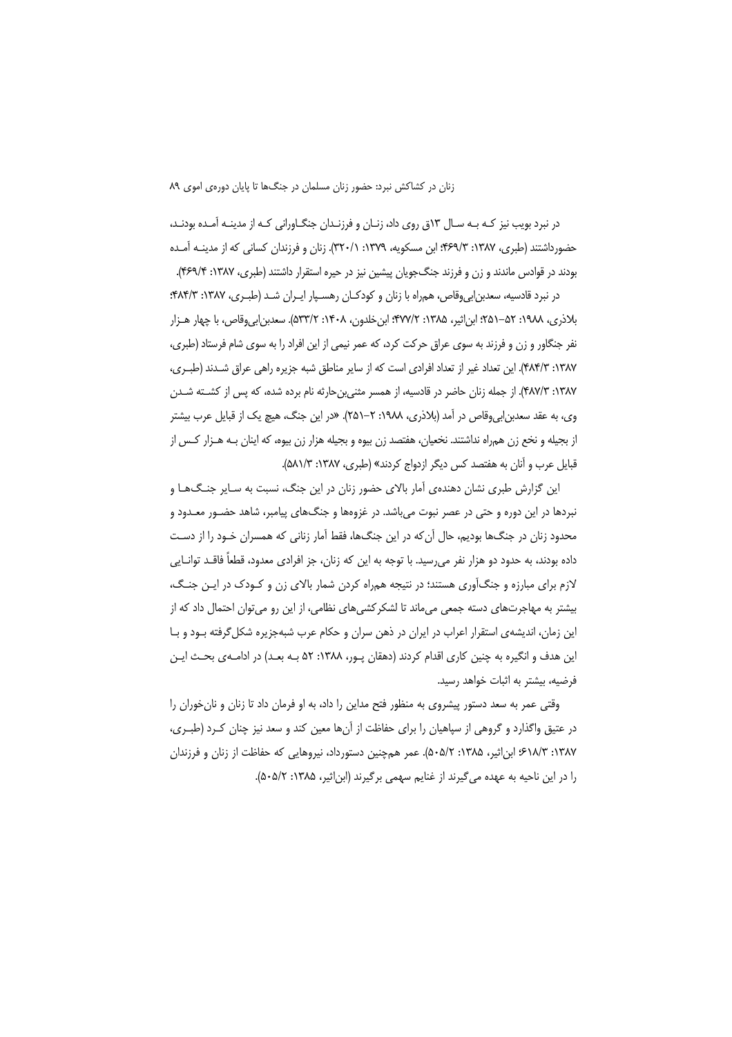در نبرد بویب نیز کـه بـه سـال ۱۳ق روی داد، زنـان و فرزنـدان جنگـاورانی کـه از مدینـه آمـده بودنـد، حضورداشتند (طبری، ۱۳۸۷: ۴۶۹/۳؛ ابن مسکویه، ۱۳۷۹: ۳۲۰/۱). زنان و فرزندان کسانی که از مدینـه آمـده بودند در قوادس ماندند و زن و فرزند جنگ‌جویان پیشین نیز در حیره استقرار داشتند (طبری، ۱۳۸۷: ۴۶۹/۴).

در نبرد قادسیه، سعدبن‌ابی‌وقاص، همراه با زنان و کودکـان رهسـپار ایـران شـد (طبـری، ۱۳۸۷: ۴۸۴/۳؛ بلاذری، ۱۹۸۸: ۵۲–۲۵۱؛ ابن‌اثیر، ۱۳۸۵: ۴۷۷/۲؛ ابن‌خلدون، ۱۴۰۸: ۵۳۳/۲). سعدبن‌ابی‌وقاص، با چهار هـزار نفر جنگاور و زن و فرزند به سوی عراق حرکت کرد، که عمر نیمی از این افراد را به سوی شام فرستاد (طبری، ۱۳۸۷: ۴۸۴/۳). این تعداد غیر از تعداد افرادی است که از سایر مناطق شبه جزیره راهی عراق شـدند (طبـری، ۱۳۸۷: ۴۸۷/۳). از جمله زنان حاضر در قادسیه، از همسر مثنی‌بن‌حارثه نام برده شده، که پس از کشـته شـدن وی، به عقد سعدبن‌ابی‌وقاص در آمد (بلاذری، ۱۹۸۸: ۲–۲۵۱). «در این جنگ، هیچ یک از قبایل عرب بیشتر از بجیله و نخع زن همراه نداشتند. نخعیان، هفتصد زن بیوه و بجیله هزار زن بیوه، که اینان بـه هـزار کـس از قبایل عرب و آنان به هفتصد کس دیگر ازدواج کردند» (طبری، ۱۳۸۷: ۵۸۱/۳).

این گزارش طبری نشان دهنده‌ی آمار بالای حضور زنان در این جنگ، نسبت به سـایر جنـگ‌هـا و نبردها در این دوره و حتی در عصر نبوت می‌باشد. در غزوه‌ها و جنگ‌های پیامبر، شاهد حضـور معـدود و محدود زنان در جنگ‌ها بودیم، حال آن‌که در این جنگ‌ها، فقط آمار زنانی که همسران خـود را از دسـت داده بودند، به حدود دو هزار نفر می‌رسید. با توجه به این که زنان، جز افرادی معدود، قطعاً فاقـد توانـایی لازم برای مبارزه و جنگ‌آوری هستند؛ در نتیجه همراه کردن شمار بالای زن و کـودک در ایـن جنـگ، بیشتر به مهاجرت‌های دسته جمعی می‌ماند تا لشکرکشی‌های نظامی، از این رو می‌توان احتمال داد که از این زمان، اندیشه‌ی استقرار اعراب در ایران در ذهن سران و حکام عرب شبه‌جزیره شکل‌گرفته بـود و بـا این هدف و انگیره به چنین کاری اقدام کردند (دهقان پـور، ۱۳۸۸: ۵۲ بـه بعـد) در ادامـه‌ی بحـث ایـن فرضیه، بیشتر به اثبات خواهد رسید.

وقتی عمر به سعد دستور پیشروی به منظور فتح مداین را داد، به او فرمان داد تا زنان و نان‌خوران را در عتیق واگذارد و گروهی از سپاهیان را برای حفاظت از آن‌ها معین کند و سعد نیز چنان کـرد (طبـری، ۱۳۸۷: ۶۱۸/۳؛ ابن‌اثیر، ۱۳۸۵: ۵۰۵/۲). عمر همچنین دستورداد، نیروهایی که حفاظت از زنان و فرزندان را در این ناحیه به عهده می‌گیرند از غنایم سهمی برگیرند (ابن‌اثیر، ۱۳۸۵: ۵۰۵/۲).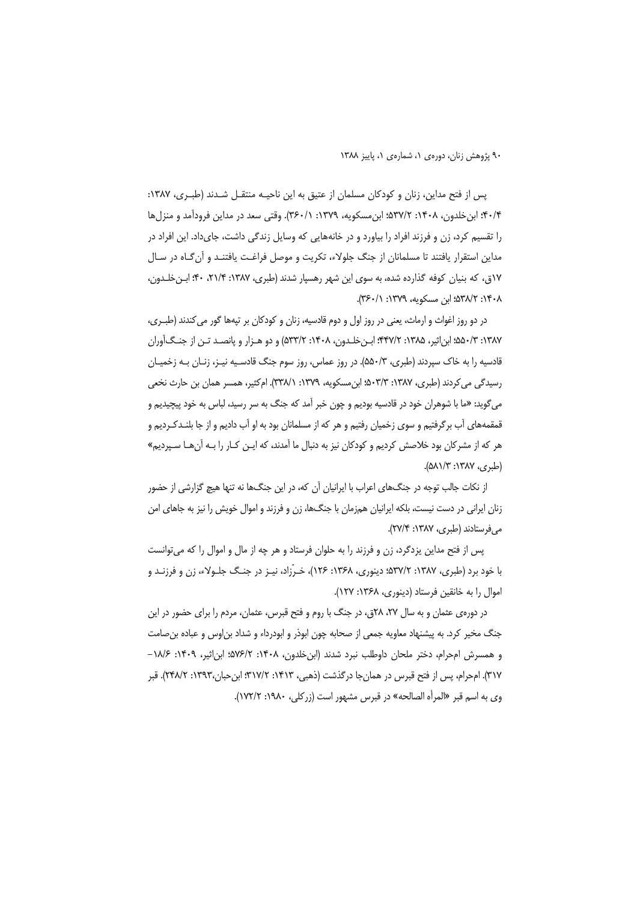پس از فتح مداین، زنان و کودکان مسلمان از عتیق به این ناحیه منتقل شدند (طبری، ۱۳۸۷: ۴۰/۴؛ ابن‌خلدون، ۱۴۰۸: ۵۳۷/۲؛ ابن‌مسکویه، ۱۳۷۹: ۳۶۰/۱). وقتی سعد در مداین فرودآمد و منزل‌ها را تقسیم کرد، زن و فرزند افراد را بیاورد و در خانه‌هایی که وسایل زندگی داشت، جای‌داد. این افراد در مداین استقرار یافتند تا مسلمانان از جنگ جلولاء، تکریت و موصل فراغت یافتند و آن‌گاه در سال ۱۷ق، که بنیان کوفه گذارده شده، به سوی این شهر رهسپار شدند (طبری، ۱۳۸۷: ۲۱/۴، ۴۰؛ ابن‌خلدون، ۱۴۰۸: ۵۳۸/۲؛ ابن مسکویه، ۱۳۷۹: ۳۶۰/۱).

در دو روز اغواث و ارماث، یعنی در روز اول و دوم قادسیه، زنان و کودکان بر تپه‌ها گور می‌کندند (طبری، ۱۳۸۷: ۵۵۰/۳؛ ابن‌اثیر، ۱۳۸۵: ۴۴۷/۲؛ ابن‌خلدون، ۱۴۰۸: ۵۳۳/۲) و دو هزار و پانصد تن از جنگ‌آوران قادسیه را به خاک سپردند (طبری، ۵۵۰/۳). در روز عماس، روز سوم جنگ قادسیه نیز، زنان به زخمیان رسیدگی می‌کردند (طبری، ۱۳۸۷: ۵۰۳/۳؛ ابن‌مسکویه، ۱۳۷۹: ۳۳۸/۱). ام‌کثیر، همسر همان بن حارث نخعی می‌گوید: «ما با شوهران خود در قادسیه بودیم و چون خبر آمد که جنگ به سر رسید، لباس به خود پیچیدیم و قمقمه‌های آب برگرفتیم و سوی زخمیان رفتیم و هر که از مسلمانان بود به او آب دادیم و از جا بلندکردیم و هر که از مشرکان بود خلاصش کردیم و کودکان نیز به دنبال ما آمدند، که این کار را به آن‌ها سپردیم» (طبری، ۱۳۸۷: ۵۸۱/۳).

از نکات جالب توجه در جنگ‌های اعراب با ایرانیان آن که، در این جنگ‌ها نه تنها هیچ گزارشی از حضور زنان ایرانی در دست نیست، بلکه ایرانیان هم‌زمان با جنگ‌ها، زن و فرزند و اموال خویش را نیز به جاهای امن می‌فرستادند (طبری، ۱۳۸۷: ۲۷/۴).

پس از فتح مداین یزدگرد، زن و فرزند را به حلوان فرستاد و هر چه از مال و اموال را که می‌توانست با خود برد (طبری، ۱۳۸۷: ۵۳۷/۲؛ دینوری، ۱۳۶۸: ۱۲۶)، خرّزاد، نیز در جنگ جلولاء، زن و فرزند و اموال را به خانقین فرستاد (دینوری، ۱۳۶۸: ۱۲۷).

در دوره‌ی عثمان و به سال ۲۷، ۲۸ق، در جنگ با روم و فتح قبرس، عثمان، مردم را برای حضور در این جنگ مخیر کرد. به پیشنهاد معاویه جمعی از صحابه چون ابوذر و ابودرداء و شداد بن‌اوس و عباده بن‌صامت و همسرش ام‌حرام، دختر ملحان داوطلب نبرد شدند (ابن‌خلدون، ۱۴۰۸: ۵۷۶/۲؛ ابن‌اثیر، ۱۴۰۹: ۱۸/۶–۳۱۷). ام‌حرام، پس از فتح قبرس در همان‌جا درگذشت (ذهبی، ۱۴۱۳: ۳۱۷/۲؛ ابن‌حبان،۱۳۹۳: ۲۴۸/۲). قبر وی به اسم قبر «المرأه الصالحه» در قبرس مشهور است (زرکلی، ۱۹۸۰: ۱۷۲/۲).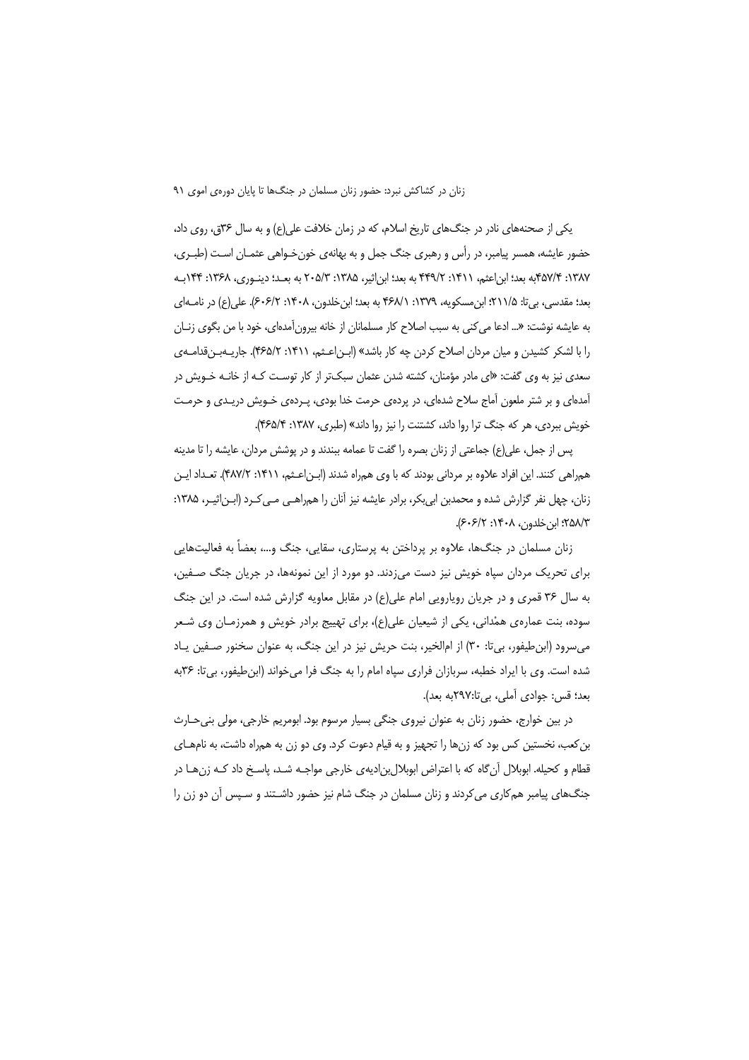یکی از صحنه‌های نادر در جنگ‌های تاریخ اسلام، که در زمان خلافت علی(ع) و به سال ۳۶ق، روی داد، حضور عایشه، همسر پیامبر، در رأس و رهبری جنگ جمل و به بهانه‌ی خون‌خواهی عثمان است (طبری، ۱۳۸۷: ۴۵۷/۴به بعد؛ ابن‌اعثم، ۱۴۱۱: ۴۴۹/۲ به بعد؛ ابن‌اثیر، ۱۳۸۵: ۲۰۵/۳ به بعد؛ دینوری، ۱۳۶۸: ۱۴۴به بعد؛ مقدسی، بی‌تا: ۲۱۱/۵؛ ابن‌مسکویه، ۱۳۷۹: ۴۶۸/۱ به بعد؛ ابن‌خلدون، ۱۴۰۸: ۶۰۶/۲). علی(ع) در نامه‌ای به عایشه نوشت: «... ادعا می‌کنی به سبب اصلاح کار مسلمانان از خانه بیرون‌آمده‌ای، خود با من بگوی زنان را با لشکر کشیدن و میان مردان اصلاح کردن چه کار باشد» (ابن‌اعثم، ۱۴۱۱: ۴۶۵/۲). جاریه‌بن‌قدامه‌ی سعدی نیز به وی گفت: «ای مادر مؤمنان، کشته شدن عثمان سبک‌تر از کار توست که از خانه خویش در آمده‌ای و بر شتر ملعون آماج سلاح شده‌ای، در پرده‌ی حرمت خدا بودی، پرده‌ی خویش دریدی و حرمت خویش ببردی، هر که جنگ ترا روا داند، کشتنت را نیز روا داند» (طبری، ۱۳۸۷: ۴۶۵/۴).

پس از جمل، علی(ع) جماعتی از زنان بصره را گفت تا عمامه ببندند و در پوشش مردان، عایشه را تا مدینه همراهی کنند. این افراد علاوه بر مردانی بودند که با وی همراه شدند (ابن‌اعثم، ۱۴۱۱: ۴۸۷/۲). تعداد این زنان، چهل نفر گزارش شده و محمدبن ابی‌بکر، برادر عایشه نیز آنان را همراهی می‌کرد (ابن‌اثیر، ۱۳۸۵: ۲۵۸/۳؛ ابن‌خلدون، ۱۴۰۸: ۶۰۶/۲).

زنان مسلمان در جنگ‌ها، علاوه بر پرداختن به پرستاری، سقایی، جنگ و...، بعضاً به فعالیت‌هایی برای تحریک مردان سپاه خویش نیز دست می‌زدند. دو مورد از این نمونه‌ها، در جریان جنگ صفین، به سال ۳۶ قمری و در جریان رویارویی امام علی(ع) در مقابل معاویه گزارش شده است. در این جنگ سوده، بنت عماره‌ی همْدانی، یکی از شیعیان علی(ع)، برای تهییج برادر خویش و همرزمان وی شعر می‌سرود (ابن‌طیفور، بی‌تا: ۳۰) از ام‌الخیر، بنت حریش نیز در این جنگ، به عنوان سخنور صفین یاد شده است. وی با ایراد خطبه، سربازان فراری سپاه امام را به جنگ فرا می‌خواند (ابن‌طیفور، بی‌تا: ۳۶به بعد؛ قس: جوادی آملی، بی‌تا:۲۹۷به بعد).

در بین خوارج، حضور زنان به عنوان نیروی جنگی بسیار مرسوم بود. ابومریم خارجی، مولی بنی‌حارث بن‌کعب، نخستین کس بود که زن‌ها را تجهیز و به قیام دعوت کرد. وی دو زن به همراه داشت، به نام‌های قطام و کحیله. ابوبلال آن‌گاه که با اعتراض ابوبلال‌بن‌ادیه‌ی خارجی مواجه شد، پاسخ داد که زن‌ها در جنگ‌های پیامبر همکاری می‌کردند و زنان مسلمان در جنگ شام نیز حضور داشتند و سپس آن دو زن را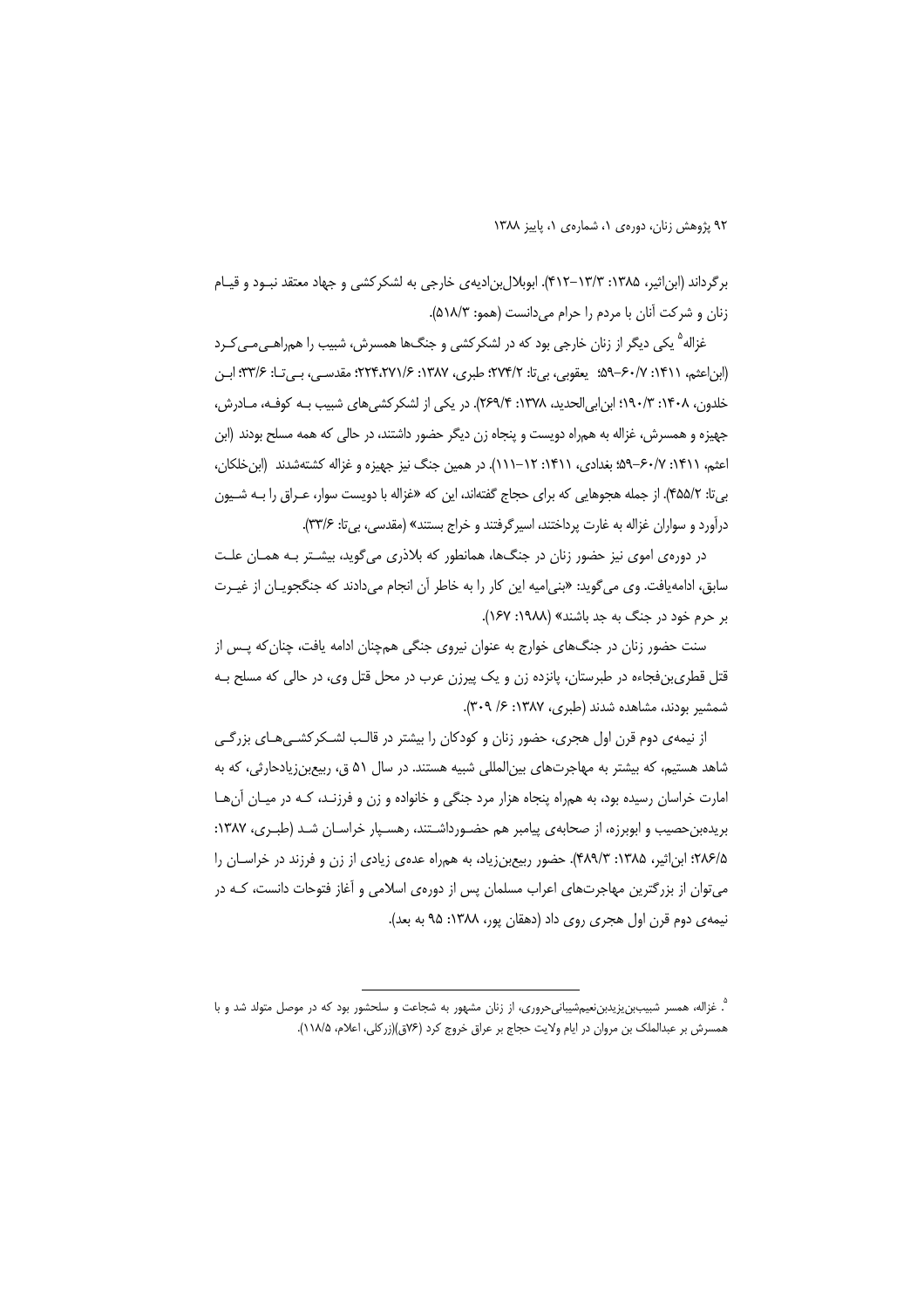برگرداند (ابن‌اثیر، ۱۳۸۵: ۱۳/۳–۴۱۲). ابوبلال‌بن‌ادیه‌ی خارجی به لشکرکشی و جهاد معتقد نبـود و قیـام زنان و شرکت آنان با مردم را حرام می‌دانست (همو: ۵۱۸/۳).

غزاله[۵] یکی دیگر از زنان خارجی بود که در لشکرکشی و جنگ‌ها همسرش، شبیب را همراهـی‌مـی‌کـرد (ابن‌اعثم، ۱۴۱۱: ۶۰/۷–۵۹؛ یعقوبی، بی‌تا: ۲۷۴/۲؛ طبری، ۱۳۸۷: ۲۲۴،۲۷۱/۶؛ مقدسـی، بـی‌تـا: ۳۳/۶؛ ابـن خلدون، ۱۴۰۸: ۱۹۰/۳؛ ابن‌ابی‌الحدید، ۱۳۷۸: ۲۶۹/۴). در یکی از لشکرکشی‌های شبیب بـه کوفـه، مـادرش، جهیزه و همسرش، غزاله به همراه دویست و پنجاه زن دیگر حضور داشتند، در حالی که همه مسلح بودند (ابن اعثم، ۱۴۱۱: ۶۰/۷–۵۹؛ بغدادی، ۱۴۱۱: ۱۲–۱۱۱). در همین جنگ نیز جهیزه و غزاله کشته‌شدند (ابن‌خلکان، بی‌تا: ۴۵۵/۲). از جمله هجوهایی که برای حجاج گفته‌اند، این که «غزاله با دویست سوار، عـراق را بـه شـیون درآورد و سواران غزاله به غارت پرداختند، اسیرگرفتند و خراج بستند» (مقدسی، بی‌تا: ۳۳/۶).

در دوره‌ی اموی نیز حضور زنان در جنگ‌ها، همانطور که بلاذری می‌گوید، بیشـتر بـه همـان علـت سابق، ادامه‌یافت. وی می‌گوید: «بنی‌امیه این کار را به خاطر آن انجام می‌دادند که جنگجویـان از غیـرت بر حرم خود در جنگ به جد باشند» (۱۹۸۸: ۱۶۷).

سنت حضور زنان در جنگ‌های خوارج به عنوان نیروی جنگی هم‌چنان ادامه یافت، چنان‌که پـس از قتل قطری‌بن‌فجاءه در طبرستان، پانزده زن و یک پیرزن عرب در محل قتل وی، در حالی که مسلح بـه شمشیر بودند، مشاهده شدند (طبری، ۱۳۸۷: ۶/ ۳۰۹).

از نیمه‌ی دوم قرن اول هجری، حضور زنان و کودکان را بیشتر در قالـب لشـکرکشـی‌هـای بزرگـی شاهد هستیم، که بیشتر به مهاجرت‌های بین‌المللی شبیه هستند. در سال ۵۱ ق، ربیع‌بن‌زیادحارثی، که به امارت خراسان رسیده بود، به همراه پنجاه هزار مرد جنگی و خانواده و زن و فرزنـد، کـه در میـان آن‌هـا بریده‌بن‌حصیب و ابوبرزه، از صحابه‌ی پیامبر هم حضـورداشـتند، رهسـپار خراسـان شـد (طبـری، ۱۳۸۷: ۲۸۶/۵؛ ابن‌اثیر، ۱۳۸۵: ۴۸۹/۳). حضور ربیع‌بن‌زیاد، به همراه عده‌ی زیادی از زن و فرزند در خراسـان را می‌توان از بزرگترین مهاجرت‌های اعراب مسلمان پس از دوره‌ی اسلامی و آغاز فتوحات دانست، کـه در نیمه‌ی دوم قرن اول هجری روی داد (دهقان پور، ۱۳۸۸: ۹۵ به بعد).

---

[۵]. غزاله، همسر شبیب‌بن‌یزیدبن‌نعیم‌شیبانی‌حروری، از زنان مشهور به شجاعت و سلحشور بود که در موصل متولد شد و با همسرش بر عبدالملک بن مروان در ایام ولایت حجاج بر عراق خروج کرد (۷۶ق)(زرکلی، اعلام، ۱۱۸/۵).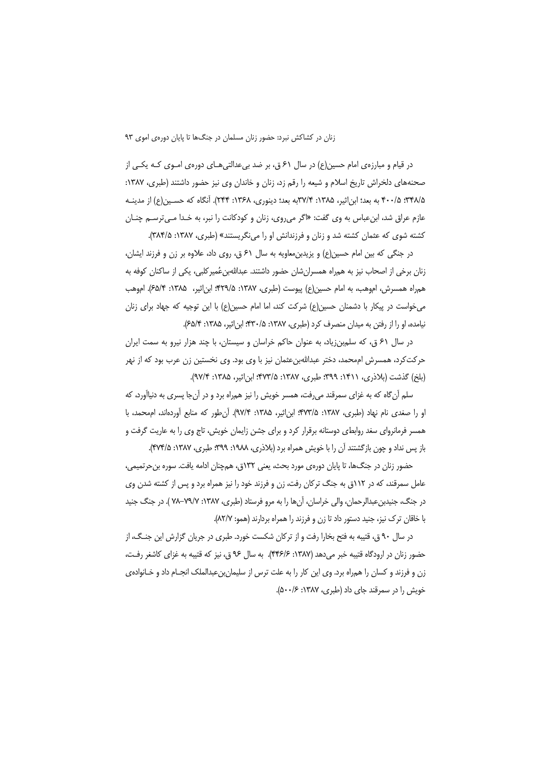در قیام و مبارزه‌ی امام حسین(ع) در سال ۶۱ ق، بر ضد بی‌عدالتی‌های دوره‌ی اموی که یکی از صحنه‌های دلخراش تاریخ اسلام و شیعه را رقم زد، زنان و خاندان وی نیز حضور داشتند (طبری، ۱۳۸۷: ۳۴۸/۵؛ ۴۰۰/۵ به بعد؛ ابن‌اثیر، ۱۳۸۵: ۳۷/۴به بعد؛ دینوری، ۱۳۶۸: ۲۴۴). آنگاه که حسین(ع) از مدینه عازم عراق شد، ابن‌عباس به وی گفت: «اگر می‌روی، زنان و کودکانت را نبر، به خدا می‌ترسم چنان کشته شوی که عثمان کشته شد و زنان و فرزندانش او را می‌نگریستند» (طبری، ۱۳۸۷: ۳۸۴/۵).

در جنگی که بین امام حسین(ع) و یزیدبن‌معاویه به سال ۶۱ ق، روی داد، علاوه بر زن و فرزند ایشان، زنان برخی از اصحاب نیز به همراه همسران‌شان حضور داشتند. عبدالله‌بن‌عُمیرکلبی، یکی از ساکنان کوفه به همراه همسرش، ام‌وهب، به امام حسین(ع) پیوست (طبری، ۱۳۸۷: ۴۲۹/۵؛ ابن‌اثیر، ۱۳۸۵: ۶۵/۴). ام‌وهب می‌خواست در پیکار با دشمنان حسین(ع) شرکت کند، اما امام حسین(ع) با این توجیه که جهاد برای زنان نیامده، او را از رفتن به میدان منصرف کرد (طبری، ۱۳۸۷: ۴۳۰/۵؛ ابن‌اثیر، ۱۳۸۵: ۶۵/۴).

در سال ۶۱ ق، که سلم‌بن‌زیاد، به عنوان حاکم خراسان و سیستان، با چند هزار نیرو به سمت ایران حرکت‌کرد، همسرش ام‌محمد، دختر عبدالله‌بن‌عثمان نیز با وی بود. وی نخستین زن عرب بود که از نهر (بلخ) گذشت (بلاذری، ۱۴۱۱: ۳۹۹؛ طبری، ۱۳۸۷: ۴۷۳/۵؛ ابن‌اثیر، ۱۳۸۵: ۹۷/۴).

سلم آن‌گاه که به غزای سمرقند می‌رفت، همسر خویش را نیز همراه برد و در آن‌جا پسری به دنیاآورد، که او را صغدی نام نهاد (طبری، ۱۳۸۷: ۴۷۳/۵؛ ابن‌اثیر، ۱۳۸۵: ۹۷/۴). آن‌طور که منابع آورده‌اند، ام‌محمد، با همسر فرمانروای سغد روابطی دوستانه برقرار کرد و برای جشن زایمان خویش، تاج وی را به عاریت گرفت و باز پس نداد و چون بازگشتند آن را با خویش همراه برد (بلاذری، ۱۹۸۸: ۳۹۹؛ طبری، ۱۳۸۷: ۴۷۴/۵).

حضور زنان در جنگ‌ها، تا پایان دوره‌ی مورد بحث، یعنی ۱۳۲ق، همچنان ادامه یافت. سوره بن‌حرتمیمی، عامل سمرقند، که در ۱۱۲ق به جنگ ترکان رفت، زن و فرزند خود را نیز همراه برد و پس از کشته شدن وی در جنگ، جنیدبن‌عبدالرحمان، والی خراسان، آن‌ها را به مرو فرستاد (طبری، ۱۳۸۷: ۷۹/۷–۷۸ ). در جنگ جنید با خاقان ترک نیز، جنید دستور داد تا زن و فرزند را همراه بردارند (همو: ۸۲/۷).

در سال ۹۰ ق، قتیبه به فتح بخارا رفت و از ترکان شکست خورد. طبری در جریان گزارش این جنگ، از حضور زنان در اردوگاه قتیبه خبر می‌دهد (۱۳۸۷: ۴۴۶/۶). به سال ۹۶ ق، نیز که قتیبه به غزای کاشغر رفت، زن و فرزند و کسان را همراه برد. وی این کار را به علت ترس از سلیمان‌بن‌عبدالملک انجام داد و خانواده‌ی خویش را در سمرقند جای داد (طبری، ۱۳۸۷: ۵۰۰/۶).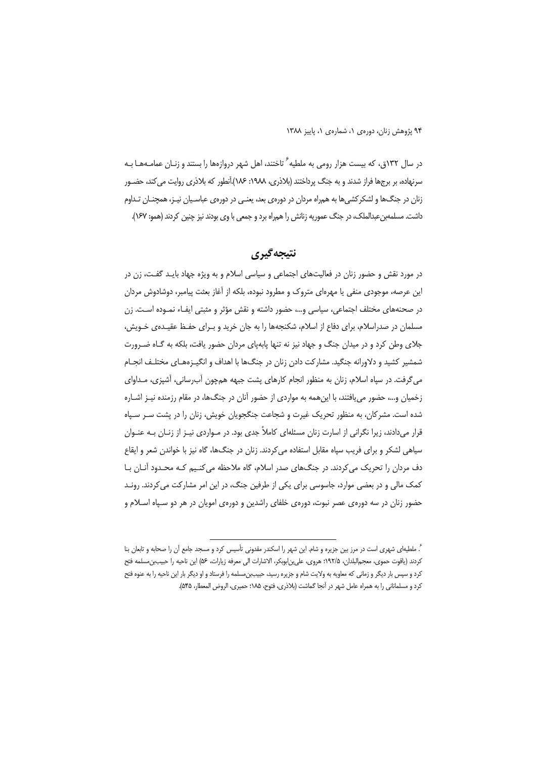در سال ۱۳۲ق، که بیست هزار رومی به ملطیه[۶] تاختند، اهل شهر دروازه‌ها را بستند و زنـان عمامـه‌هـا بـه سرنهاده، بر برج‌ها فراز شدند و به جنگ پرداختند (بلاذری، ۱۹۸۸: ۱۸۶).آنطور که بلاذری روایت می‌کند، حضـور زنان در جنگ‌ها و لشکرکشی‌ها به همراه مردان در دوره‌ی بعد، یعنـی در دوره‌ی عباسـیان نیـز، همچنـان تـداوم داشت. مسلمه‌بن‌عبدالملک، در جنگ عموریه زنانش را همراه برد و جمعی با وی بودند نیز چنین کردند (همو: ۱۶۷).

## نتیجه‌گیری

در مورد نقش و حضور زنان در فعالیت‌های اجتماعی و سیاسی اسلام و به ویژه جهاد بایـد گفـت، زن در این عرصه، موجودی منفی یا مهره‌ای متروک و مطرود نبوده، بلکه از آغاز بعثت پیامبر، دوشادوش مردان در صحنه‌های مختلف اجتماعی، سیاسی و...، حضور داشته و نقش مؤثر و مثبتی ایفـاء نمـوده اسـت. زن مسلمان در صدراسلام، برای دفاع از اسلام، شکنجه‌ها را به جان خرید و بـرای حفـظ عقیـده‌ی خـویش، جلای وطن کرد و در میدان جنگ و جهاد نیز نه تنها پابه‌پای مردان حضور یافت، بلکه به گـاه ضـرورت شمشیر کشید و دلاورانه جنگید. مشارکت دادن زنان در جنگ‌ها با اهداف و انگیـزه‌هـای مختلـف انجـام می‌گرفت. در سپاه اسلام، زنان به منظور انجام کارهای پشت جبهه هم‌چون آب‌رسانی، آشپزی، مـداوای زخمیان و...، حضور می‌یافتند، با این‌همه به مواردی از حضور آنان در جنگ‌ها، در مقام رزمنده نیـز اشـاره شده است. مشرکان، به منظور تحریک غیرت و شجاعت جنگجویان خویش، زنان را در پشت سـر سـپاه قرار می‌دادند، زیرا نگرانی از اسارت زنان مسئله‌ای کاملاً جدی بود. در مـواردی نیـز از زنـان بـه عنـوان سیاهی لشکر و برای فریب سپاه مقابل استفاده می‌کردند. زنان در جنگ‌ها، گاه نیز با خواندن شعر و ایقاع دف مردان را تحریک می‌کردند. در جنگ‌های صدر اسلام، گاه ملاحظه می‌کنـیم کـه محـدود آنـان بـا کمک مالی و در بعضی موارد، جاسوسی برای یکی از طرفین جنگ، در این امر مشارکت می‌کردند. رونـد حضور زنان در سه دوره‌ی عصر نبوت، دوره‌ی خلفای راشدین و دوره‌ی امویان در هر دو سـپاه اسـلام و

---

[۶]. ملطیه‌ای شهری است در مرز بین جزیره و شام. این شهر را اسکندر مقدونی تأسیس کرد و مسجد جامع آن را صحابه و تابعان بنا کردند (یاقوت حموی، معجم‌البلدان، ۱۹۲/۵؛ هروی، علی‌بن‌ابوبکر، الاشارات الی معرفه زیارات، ۵۶) این ناحیه را حبیب‌بن‌مسلمه فتح کرد و سپس بار دیگر و زمانی که معاویه به ولایت شام و جزیره رسید، حبیب‌بن‌مسلمه را فرستاد و او دیگر بار این ناحیه را به عنوه فتح کرد و مسلمانانی را به همراه عامل شهر در آنجا گماشت (بلاذری، فتوح، ۱۸۵؛ حمیری، الروض المعطار، ۵۴۵).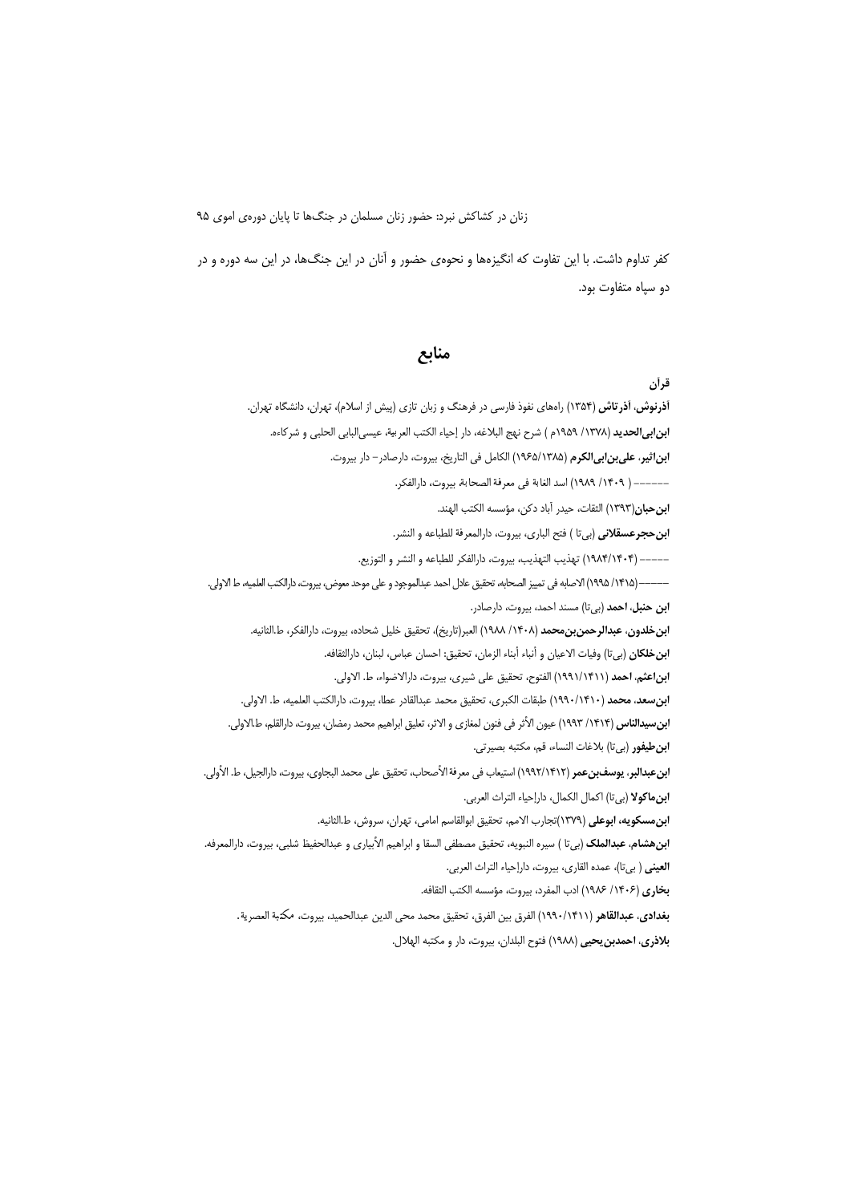کفر تداوم داشت. با این تفاوت که انگیزه‌ها و نحوه‌ی حضور و آنان در این جنگ‌ها، در این سه دوره و در دو سپاه متفاوت بود.

## منابع

**قرآن**

**آذرنوش، آذرتاش** (۱۳۵۴) راه‌های نفوذ فارسی در فرهنگ و زبان تازی (پیش از اسلام)، تهران، دانشگاه تهران.

**ابن‌ابی‌الحدید** (۱۳۷۸/ ۱۹۵۹م ) شرح نهج البلاغه، دار إحیاء الکتب العربیة، عیسی‌البابی الحلبی و شرکاه.

**ابن‌اثیر، علی‌بن‌ابی‌الکرم** (۱۳۸۵/۱۹۶۵) الکامل فی التاریخ، بیروت، دارصادر– دار بیروت.

–––––( ۱۴۰۹/ ۱۹۸۹) اسد الغابة فی معرفة الصحابة، بیروت، دارالفکر.

**ابن‌حبان**(۱۳۹۳) الثقات، حیدر آباد دکن، مؤسسه الکتب الهند.

**ابن‌حجرعسقلانی** (بی‌تا ) فتح الباری، بیروت، دارالمعرفة للطباعه و النشر.

–––––(۱۹۸۴/۱۴۰۴) تهذیب التهذیب، بیروت، دارالفکر للطباعه و النشر و التوزیع.

–––––(۱۴۱۵/ ۱۹۹۵) الاصابه فی تمییز الصحابه، تحقیق عادل احمد عبدالموجود و علی موحد معوض، بیروت، دارالکتب العلمیه، ط الاولی.

**ابن حنبل، احمد** (بی‌تا) مسند احمد، بیروت، دارصادر.

**ابن‌خلدون، عبدالرحمن‌بن‌محمد** (۱۴۰۸/ ۱۹۸۸) العبر(تاریخ)، تحقیق خلیل شحاده، بیروت، دارالفکر، ط.الثانیه.

**ابن‌خلکان** (بی‌تا) وفیات الاعیان و أنباء أبناء الزمان، تحقیق: احسان عباس، لبنان، دارالثقافه.

**ابن‌اعثم، احمد** (۱۴۱۱/۱۹۹۱) الفتوح، تحقیق علی شیری، بیروت، دارالاضواء، ط. الاولی.

**ابن‌سعد، محمد** (۱۴۱۰/۱۹۹۰) طبقات الکبری، تحقیق محمد عبدالقادر عطا، بیروت، دارالکتب العلمیه، ط. الاولی.

**ابن‌سیدالناس** (۱۴۱۴/ ۱۹۹۳) عیون الأثر فی فنون لمغازی و الاثر، تعلیق ابراهیم محمد رمضان، بیروت، دارالقلم، ط.الاولی.

**ابن‌طیفور** (بی‌تا) بلاغات النساء، قم، مکتبه بصیرتی.

**ابن‌عبدالبر، یوسف‌بن‌عمر** (۱۴۱۲/۱۹۹۲) استیعاب فی معرفة الأصحاب، تحقیق علی محمد البجاوی، بیروت، دارالجیل، ط. الأولی.

**ابن‌ماکولا** (بی‌تا) اکمال الکمال، دارإحیاء التراث العربی.

**ابن‌مسکویه، ابوعلی** (۱۳۷۹)تجارب الامم، تحقیق ابوالقاسم امامی، تهران، سروش، ط.الثانیه.

**ابن‌هشام، عبدالملک** (بی‌تا ) سیره النبویه، تحقیق مصطفی السقا و ابراهیم الأبیاری و عبدالحفیظ شلبی، بیروت، دارالمعرفه.

**العینی** ( بی‌تا)، عمده القاری، بیروت، دارإحیاء التراث العربی.

**بخاری** (۱۴۰۶/ ۱۹۸۶) ادب المفرد، بیروت، مؤسسه الکتب الثقافه.

**بغدادی، عبدالقاهر** (۱۴۱۱/۱۹۹۰) الفرق بین الفرق، تحقیق محمد محی الدین عبدالحمید، بیروت، مکتبة العصریة.

**بلاذری، احمدبن‌یحیی** (۱۹۸۸) فتوح البلدان، بیروت، دار و مکتبه الهلال.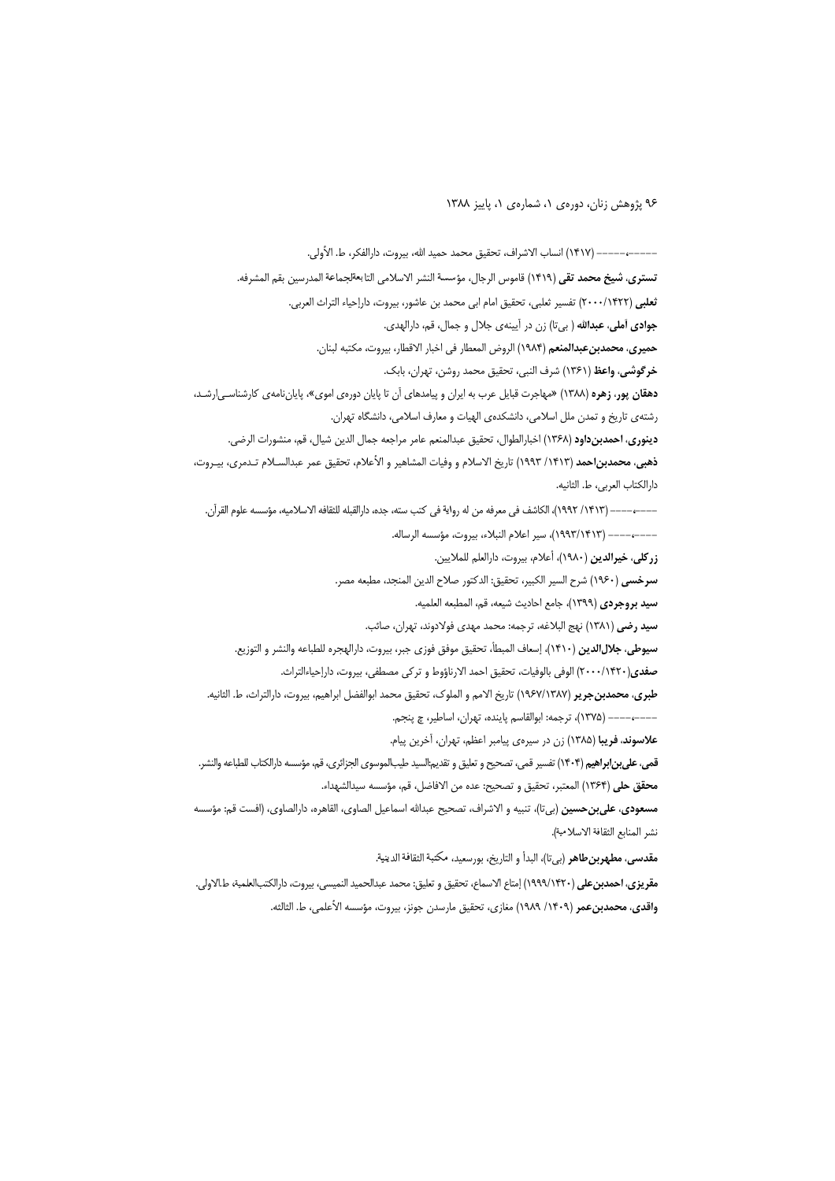-----، ----- (۱۴۱۷) انساب الاشراف، تحقیق محمد حمید الله، بیروت، دارالفکر، ط. الأولی.

**تستری**، **شیخ محمد تقی** (۱۴۱۹) قاموس الرجال، مؤسسة النشر الاسلامی التابعةلجماعة المدرسین بقم المشرفه.

**ثعلبی** (۲۰۰۰/۱۴۲۲) تفسیر ثعلبی، تحقیق امام ابی محمد بن عاشور، بیروت، دارإحیاء التراث العربی.

**جوادی آملی، عبدالله** ( بی‌تا) زن در آیینه‌ی جلال و جمال، قم، دارالهدی.

**حمیری**، **محمدبن‌عبدالمنعم** (۱۹۸۴) الروض المعطار فی اخبار الاقطار، بیروت، مکتبه لبنان.

**خرگوشی، واعظ** (۱۳۶۱) شرف النبی، تحقیق محمد روشن، تهران، بابک.

**دهقان پور، زهره** (۱۳۸۸) «مهاجرت قبایل عرب به ایران و پیامدهای آن تا پایان دوره‌ی اموی»، پایان‌نامه‌ی کارشناسی‌ارشد، رشته‌ی تاریخ و تمدن ملل اسلامی، دانشکده‌ی الهیات و معارف اسلامی، دانشگاه تهران.

**دینوری**، **احمدبن‌داود** (۱۳۶۸) اخبارالطوال، تحقیق عبدالمنعم عامر مراجعه جمال الدین شیال، قم، منشورات الرضی.

**ذهبی**، **محمدبن‌احمد** (۱۴۱۳/ ۱۹۹۳) تاریخ الاسلام و وفیات المشاهیر و الأعلام، تحقیق عمر عبدالسلام تدمری، بیروت، دارالکتاب العربی، ط. الثانیه.

-----، ----- (۱۴۱۳/ ۱۹۹۲)، الکاشف فی معرفه من له روایة فی کتب سته، جده، دارالقبله للثقافه الاسلامیه، مؤسسه علوم القرآن.

-----، ----- (۱۹۹۳/۱۴۱۳)، سیر اعلام النبلاء، بیروت، مؤسسه الرساله.

**زرکلی**، **خیرالدین** (۱۹۸۰)، أعلام، بیروت، دارالعلم للملایین.

**سرخسی** (۱۹۶۰) شرح السیر الکبیر، تحقیق: الدکتور صلاح الدین المنجد، مطبعه مصر.

**سید بروجردی** (۱۳۹۹)، جامع احادیث شیعه، قم، المطبعه العلمیه.

**سید رضی** (۱۳۸۱) نهج البلاغه، ترجمه: محمد مهدی فولادوند، تهران، صائب.

**سیوطی**، **جلال‌الدین** (۱۴۱۰)، إسعاف المبطأ، تحقیق موفق فوزی جبر، بیروت، دارالهجره للطباعه والنشر و التوزیع.

**صفدی**(۲۰۰۰/۱۴۲۰) الوفی بالوفیات، تحقیق احمد الارناؤوط و ترکی مصطفی، بیروت، دارإحیاءالتراث.

**طبری**، **محمدبن‌جریر** (۱۹۶۷/۱۳۸۷) تاریخ الامم و الملوک، تحقیق محمد ابوالفضل ابراهیم، بیروت، دارالتراث، ط. الثانیه.

-----، ----- (۱۳۷۵)، ترجمه: ابوالقاسم پاینده، تهران، اساطیر، چ پنجم.

**علاسوند**، **فریبا** (۱۳۸۵) زن در سیره‌ی پیامبر اعظم، تهران، آخرین پیام.

**قمی**، **علی‌بن‌ابراهیم** (۱۴۰۴) تفسیر قمی، تصحیح و تعلیق و تقدیم:السید طیب‌الموسوی الجزائری، قم، مؤسسه دارالکتاب للطباعه والنشر.

**محقق حلی** (۱۳۶۴) المعتبر، تحقیق و تصحیح: عده من الافاضل، قم، مؤسسه سیدالشهداء.

**مسعودی**، **علی‌بن‌حسین** (بی‌تا)، تنبیه و الاشراف، تصحیح عبدالله اسماعیل الصاوی، القاهره، دارالصاوی، (افست قم: مؤسسه نشر المنابع الثقافة الاسلامیة).

**مقدسی**، **مطهربن‌طاهر** (بی‌تا)، البدأ و التاریخ، بورسعید، مکتبة الثقافة الدینیة.

**مقریزی**، **احمدبن‌علی** (۱۴۲۰/۱۹۹۹) إمتاع الاسماع، تحقیق و تعلیق: محمد عبدالحمید النمیسی، بیروت، دارالکتب‌العلمیة، ط.الاولی.

**واقدی**، **محمدبن‌عمر** (۱۴۰۹/ ۱۹۸۹) مغازی، تحقیق مارسدن جونز، بیروت، مؤسسه الأعلمی، ط. الثالثه.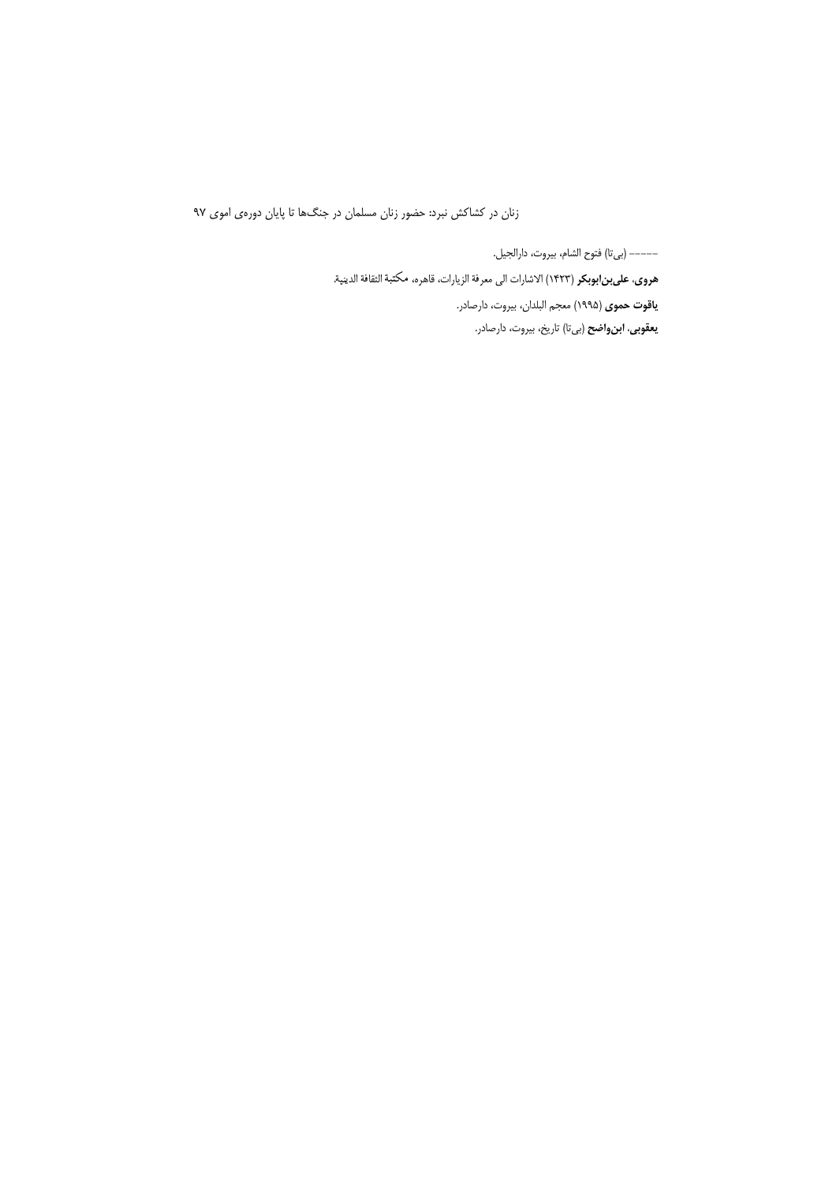----- (بی‌تا) فتوح الشام، بیروت، دارالجیل.

**هروی**، **علی‌بن‌ابوبکر** (۱۴۲۳) الاشارات الی معرفة الزیارات، قاهره، مکتبة الثقافة الدینیة.

**یاقوت حموی** (۱۹۹۵) معجم البلدان، بیروت، دارصادر.

**یعقوبی**، **ابن‌واضح** (بی‌تا) تاریخ، بیروت، دارصادر.